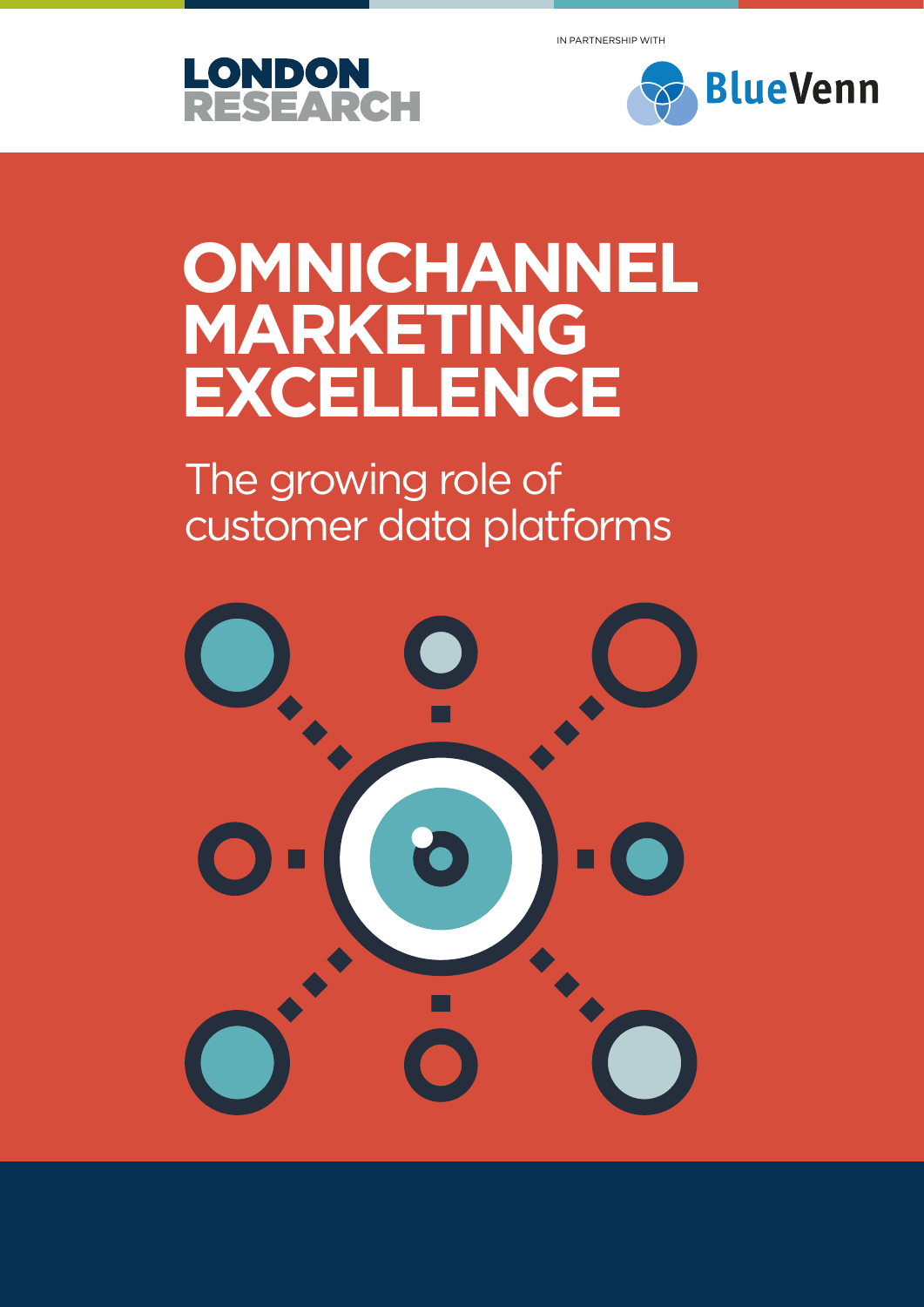LONDON RESEARCH

IN PARTNERSHIP WITH

BlueVenn

# OMNICHANNEL MARKETING EXCELLENCE

## The growing role of customer data platforms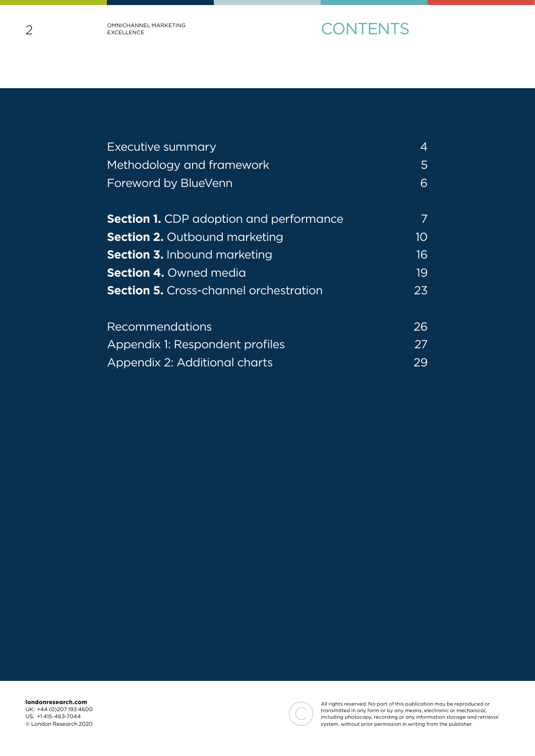# CONTENTS

| | |
|---|---|
| Executive summary | 4 |
| Methodology and framework | 5 |
| Foreword by BlueVenn | 6 |
| **Section 1.** CDP adoption and performance | 7 |
| **Section 2.** Outbound marketing | 10 |
| **Section 3.** Inbound marketing | 16 |
| **Section 4.** Owned media | 19 |
| **Section 5.** Cross-channel orchestration | 23 |
| Recommendations | 26 |
| Appendix 1: Respondent profiles | 27 |
| Appendix 2: Additional charts | 29 |

**londonresearch.com**
UK: +44 (0)207 193 4600
US: +1 415-463-7044
© London Research 2020

All rights reserved. No part of this publication may be reproduced or transmitted in any form or by any means, electronic or mechanical, including photocopy, recording or any information storage and retrieval system, without prior permission in writing from the publisher.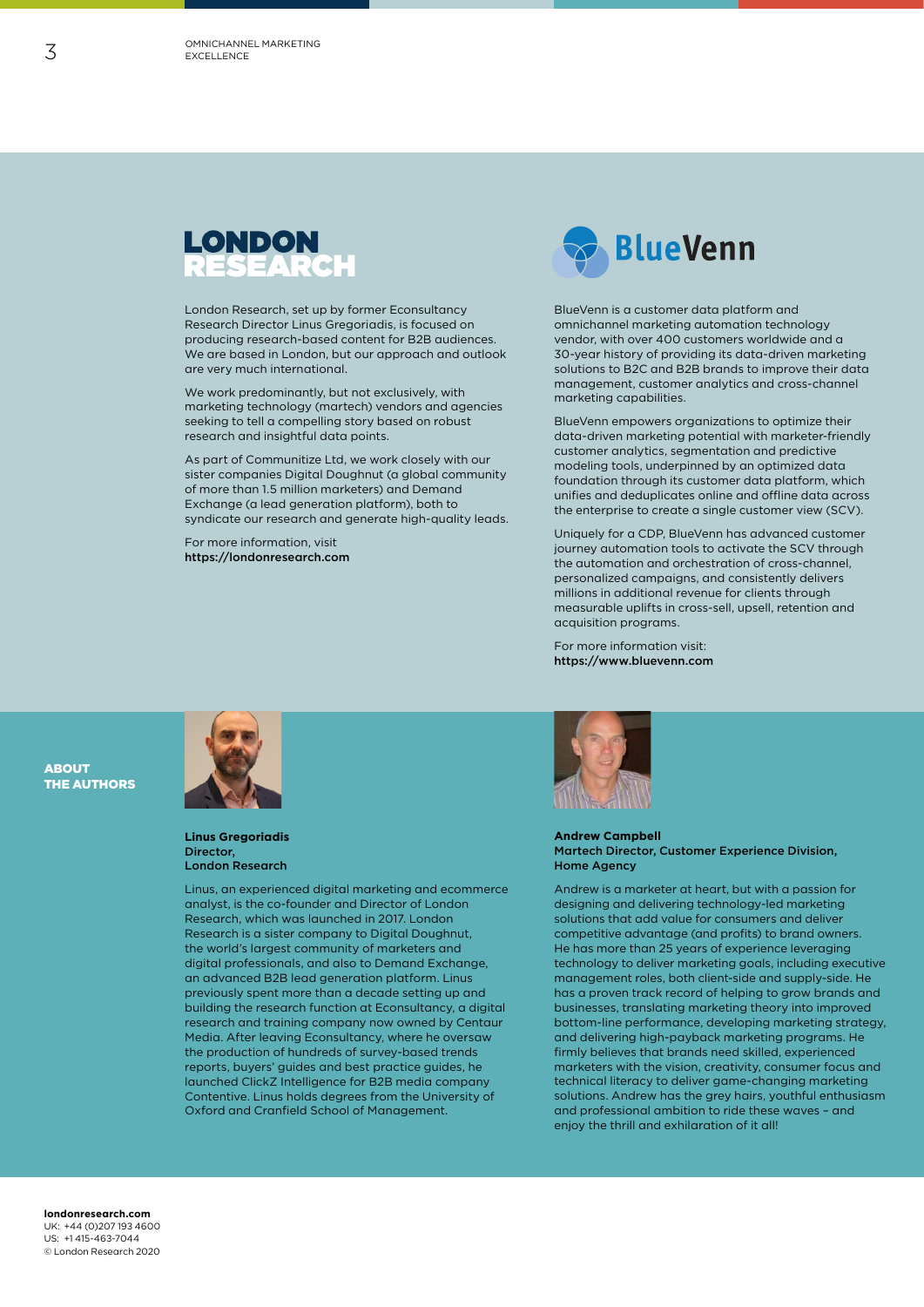## LONDON RESEARCH

London Research, set up by former Econsultancy Research Director Linus Gregoriadis, is focused on producing research-based content for B2B audiences. We are based in London, but our approach and outlook are very much international.

We work predominantly, but not exclusively, with marketing technology (martech) vendors and agencies seeking to tell a compelling story based on robust research and insightful data points.

As part of Communitize Ltd, we work closely with our sister companies Digital Doughnut (a global community of more than 1.5 million marketers) and Demand Exchange (a lead generation platform), both to syndicate our research and generate high-quality leads.

For more information, visit
**https://londonresearch.com**

## BlueVenn

BlueVenn is a customer data platform and omnichannel marketing automation technology vendor, with over 400 customers worldwide and a 30-year history of providing its data-driven marketing solutions to B2C and B2B brands to improve their data management, customer analytics and cross-channel marketing capabilities.

BlueVenn empowers organizations to optimize their data-driven marketing potential with marketer-friendly customer analytics, segmentation and predictive modeling tools, underpinned by an optimized data foundation through its customer data platform, which unifies and deduplicates online and offline data across the enterprise to create a single customer view (SCV).

Uniquely for a CDP, BlueVenn has advanced customer journey automation tools to activate the SCV through the automation and orchestration of cross-channel, personalized campaigns, and consistently delivers millions in additional revenue for clients through measurable uplifts in cross-sell, upsell, retention and acquisition programs.

For more information visit:
**https://www.bluevenn.com**

## ABOUT THE AUTHORS

**Linus Gregoriadis**
**Director,**
**London Research**

Linus, an experienced digital marketing and ecommerce analyst, is the co-founder and Director of London Research, which was launched in 2017. London Research is a sister company to Digital Doughnut, the world's largest community of marketers and digital professionals, and also to Demand Exchange, an advanced B2B lead generation platform. Linus previously spent more than a decade setting up and building the research function at Econsultancy, a digital research and training company now owned by Centaur Media. After leaving Econsultancy, where he oversaw the production of hundreds of survey-based trends reports, buyers' guides and best practice guides, he launched ClickZ Intelligence for B2B media company Contentive. Linus holds degrees from the University of Oxford and Cranfield School of Management.

**Andrew Campbell**
**Martech Director, Customer Experience Division,**
**Home Agency**

Andrew is a marketer at heart, but with a passion for designing and delivering technology-led marketing solutions that add value for consumers and deliver competitive advantage (and profits) to brand owners. He has more than 25 years of experience leveraging technology to deliver marketing goals, including executive management roles, both client-side and supply-side. He has a proven track record of helping to grow brands and businesses, translating marketing theory into improved bottom-line performance, developing marketing strategy, and delivering high-payback marketing programs. He firmly believes that brands need skilled, experienced marketers with the vision, creativity, consumer focus and technical literacy to deliver game-changing marketing solutions. Andrew has the grey hairs, youthful enthusiasm and professional ambition to ride these waves – and enjoy the thrill and exhilaration of it all!

**londonresearch.com**
UK: +44 (0)207 193 4600
US: +1 415-463-7044
© London Research 2020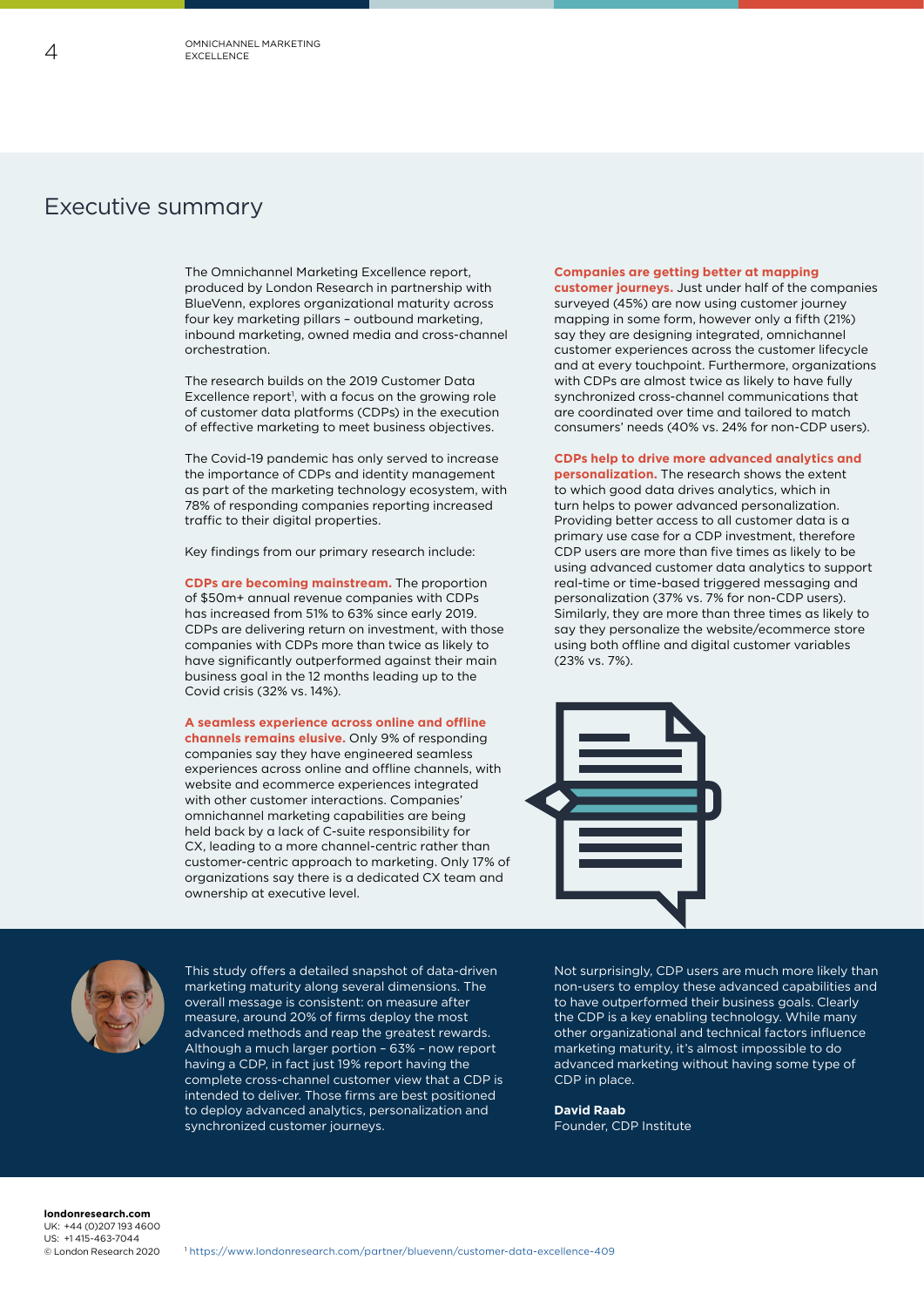# Executive summary

The Omnichannel Marketing Excellence report, produced by London Research in partnership with BlueVenn, explores organizational maturity across four key marketing pillars – outbound marketing, inbound marketing, owned media and cross-channel orchestration.

The research builds on the 2019 Customer Data Excellence report[1], with a focus on the growing role of customer data platforms (CDPs) in the execution of effective marketing to meet business objectives.

The Covid-19 pandemic has only served to increase the importance of CDPs and identity management as part of the marketing technology ecosystem, with 78% of responding companies reporting increased traffic to their digital properties.

Key findings from our primary research include:

**CDPs are becoming mainstream.** The proportion of $50m+ annual revenue companies with CDPs has increased from 51% to 63% since early 2019. CDPs are delivering return on investment, with those companies with CDPs more than twice as likely to have significantly outperformed against their main business goal in the 12 months leading up to the Covid crisis (32% vs. 14%).

**A seamless experience across online and offline channels remains elusive.** Only 9% of responding companies say they have engineered seamless experiences across online and offline channels, with website and ecommerce experiences integrated with other customer interactions. Companies' omnichannel marketing capabilities are being held back by a lack of C-suite responsibility for CX, leading to a more channel-centric rather than customer-centric approach to marketing. Only 17% of organizations say there is a dedicated CX team and ownership at executive level.

**Companies are getting better at mapping customer journeys.** Just under half of the companies surveyed (45%) are now using customer journey mapping in some form, however only a fifth (21%) say they are designing integrated, omnichannel customer experiences across the customer lifecycle and at every touchpoint. Furthermore, organizations with CDPs are almost twice as likely to have fully synchronized cross-channel communications that are coordinated over time and tailored to match consumers' needs (40% vs. 24% for non-CDP users).

**CDPs help to drive more advanced analytics and personalization.** The research shows the extent to which good data drives analytics, which in turn helps to power advanced personalization. Providing better access to all customer data is a primary use case for a CDP investment, therefore CDP users are more than five times as likely to be using advanced customer data analytics to support real-time or time-based triggered messaging and personalization (37% vs. 7% for non-CDP users). Similarly, they are more than three times as likely to say they personalize the website/ecommerce store using both offline and digital customer variables (23% vs. 7%).

This study offers a detailed snapshot of data-driven marketing maturity along several dimensions. The overall message is consistent: on measure after measure, around 20% of firms deploy the most advanced methods and reap the greatest rewards. Although a much larger portion – 63% – now report having a CDP, in fact just 19% report having the complete cross-channel customer view that a CDP is intended to deliver. Those firms are best positioned to deploy advanced analytics, personalization and synchronized customer journeys.

Not surprisingly, CDP users are much more likely than non-users to employ these advanced capabilities and to have outperformed their business goals. Clearly the CDP is a key enabling technology. While many other organizational and technical factors influence marketing maturity, it's almost impossible to do advanced marketing without having some type of CDP in place.

**David Raab**
Founder, CDP Institute

[1] https://www.londonresearch.com/partner/bluevenn/customer-data-excellence-409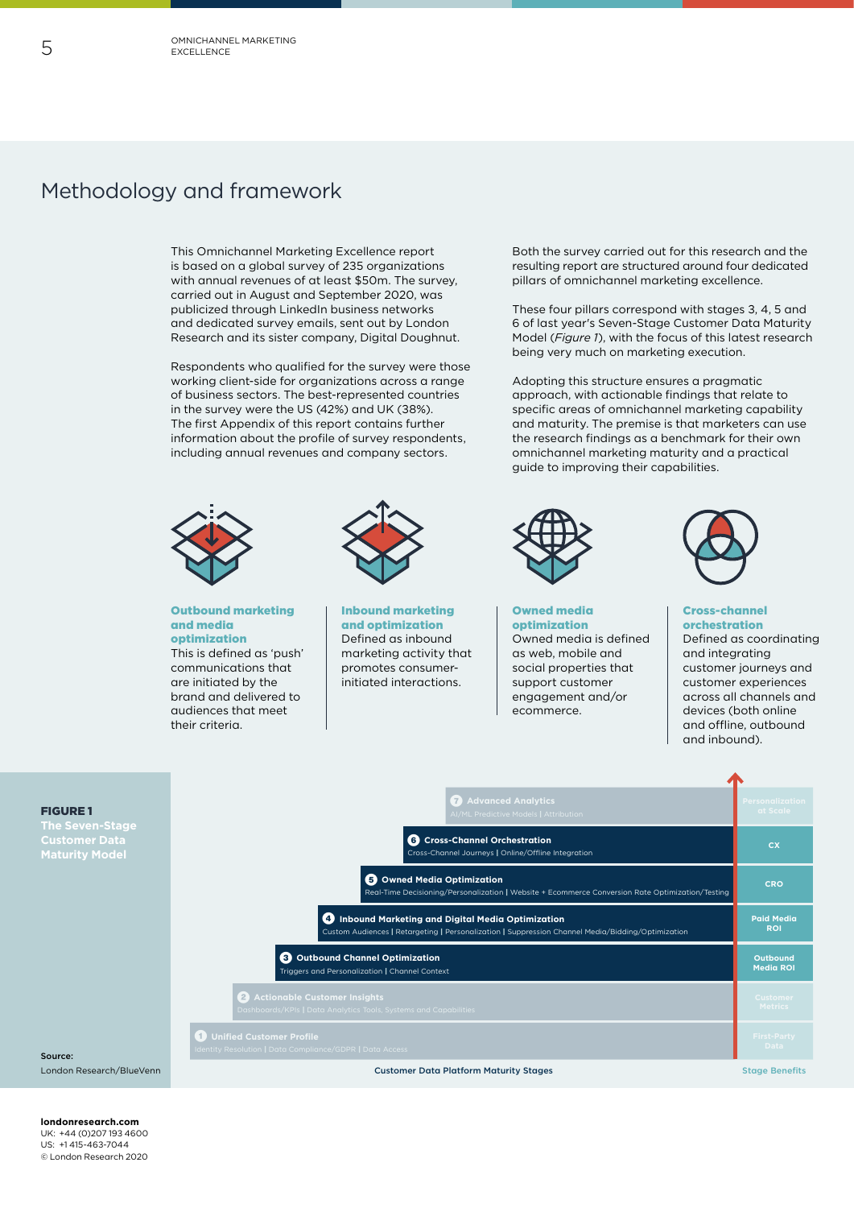# Methodology and framework

This Omnichannel Marketing Excellence report is based on a global survey of 235 organizations with annual revenues of at least $50m. The survey, carried out in August and September 2020, was publicized through LinkedIn business networks and dedicated survey emails, sent out by London Research and its sister company, Digital Doughnut.

Respondents who qualified for the survey were those working client-side for organizations across a range of business sectors. The best-represented countries in the survey were the US (42%) and UK (38%). The first Appendix of this report contains further information about the profile of survey respondents, including annual revenues and company sectors.

Both the survey carried out for this research and the resulting report are structured around four dedicated pillars of omnichannel marketing excellence.

These four pillars correspond with stages 3, 4, 5 and 6 of last year's Seven-Stage Customer Data Maturity Model (*Figure 1*), with the focus of this latest research being very much on marketing execution.

Adopting this structure ensures a pragmatic approach, with actionable findings that relate to specific areas of omnichannel marketing capability and maturity. The premise is that marketers can use the research findings as a benchmark for their own omnichannel marketing maturity and a practical guide to improving their capabilities.

**Outbound marketing and media optimization**
This is defined as 'push' communications that are initiated by the brand and delivered to audiences that meet their criteria.

**Inbound marketing and optimization**
Defined as inbound marketing activity that promotes consumer-initiated interactions.

**Owned media optimization**
Owned media is defined as web, mobile and social properties that support customer engagement and/or ecommerce.

**Cross-channel orchestration**
Defined as coordinating and integrating customer journeys and customer experiences across all channels and devices (both online and offline, outbound and inbound).

**FIGURE 1**
**The Seven-Stage Customer Data Maturity Model**

| Customer Data Platform Maturity Stages | Stage Benefits |
|---|---|
| 7 Advanced Analytics — AI/ML Predictive Models \| Attribution | Personalization at Scale |
| 6 Cross-Channel Orchestration — Cross-Channel Journeys \| Online/Offline Integration | CX |
| 5 Owned Media Optimization — Real-Time Decisioning/Personalization \| Website + Ecommerce Conversion Rate Optimization/Testing | CRO |
| 4 Inbound Marketing and Digital Media Optimization — Custom Audiences \| Retargeting \| Personalization \| Suppression Channel Media/Bidding/Optimization | Paid Media ROI |
| 3 Outbound Channel Optimization — Triggers and Personalization \| Channel Context | Outbound Media ROI |
| 2 Actionable Customer Insights — Dashboards/KPIs \| Data Analytics Tools, Systems and Capabilities | Customer Metrics |
| 1 Unified Customer Profile — Identity Resolution \| Data Compliance/GDPR \| Data Access | First-Party Data |

Source: London Research/BlueVenn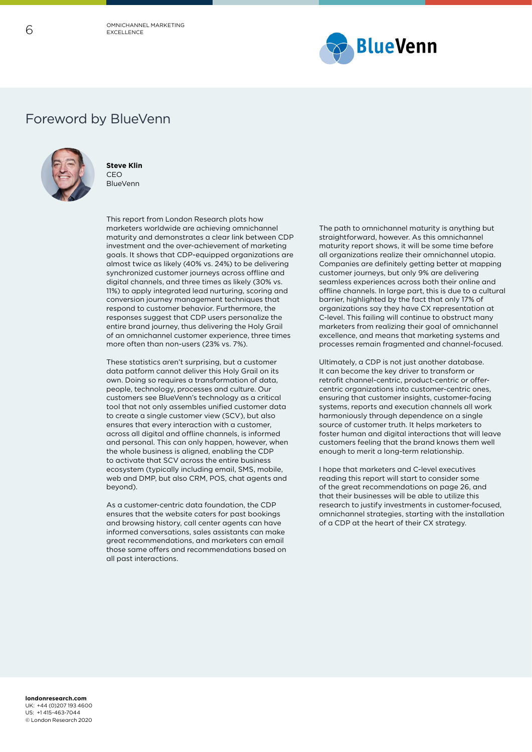# Foreword by BlueVenn

**Steve Klin**
CEO
BlueVenn

This report from London Research plots how marketers worldwide are achieving omnichannel maturity and demonstrates a clear link between CDP investment and the over-achievement of marketing goals. It shows that CDP-equipped organizations are almost twice as likely (40% vs. 24%) to be delivering synchronized customer journeys across offline and digital channels, and three times as likely (30% vs. 11%) to apply integrated lead nurturing, scoring and conversion journey management techniques that respond to customer behavior. Furthermore, the responses suggest that CDP users personalize the entire brand journey, thus delivering the Holy Grail of an omnichannel customer experience, three times more often than non-users (23% vs. 7%).

These statistics aren't surprising, but a customer data patform cannot deliver this Holy Grail on its own. Doing so requires a transformation of data, people, technology, processes and culture. Our customers see BlueVenn's technology as a critical tool that not only assembles unified customer data to create a single customer view (SCV), but also ensures that every interaction with a customer, across all digital and offline channels, is informed and personal. This can only happen, however, when the whole business is aligned, enabling the CDP to activate that SCV across the entire business ecosystem (typically including email, SMS, mobile, web and DMP, but also CRM, POS, chat agents and beyond).

As a customer-centric data foundation, the CDP ensures that the website caters for past bookings and browsing history, call center agents can have informed conversations, sales assistants can make great recommendations, and marketers can email those same offers and recommendations based on all past interactions.

The path to omnichannel maturity is anything but straightforward, however. As this omnichannel maturity report shows, it will be some time before all organizations realize their omnichannel utopia. Companies are definitely getting better at mapping customer journeys, but only 9% are delivering seamless experiences across both their online and offline channels. In large part, this is due to a cultural barrier, highlighted by the fact that only 17% of organizations say they have CX representation at C-level. This failing will continue to obstruct many marketers from realizing their goal of omnichannel excellence, and means that marketing systems and processes remain fragmented and channel-focused.

Ultimately, a CDP is not just another database. It can become the key driver to transform or retrofit channel-centric, product-centric or offer-centric organizations into customer-centric ones, ensuring that customer insights, customer-facing systems, reports and execution channels all work harmoniously through dependence on a single source of customer truth. It helps marketers to foster human and digital interactions that will leave customers feeling that the brand knows them well enough to merit a long-term relationship.

I hope that marketers and C-level executives reading this report will start to consider some of the great recommendations on page 26, and that their businesses will be able to utilize this research to justify investments in customer-focused, omnichannel strategies, starting with the installation of a CDP at the heart of their CX strategy.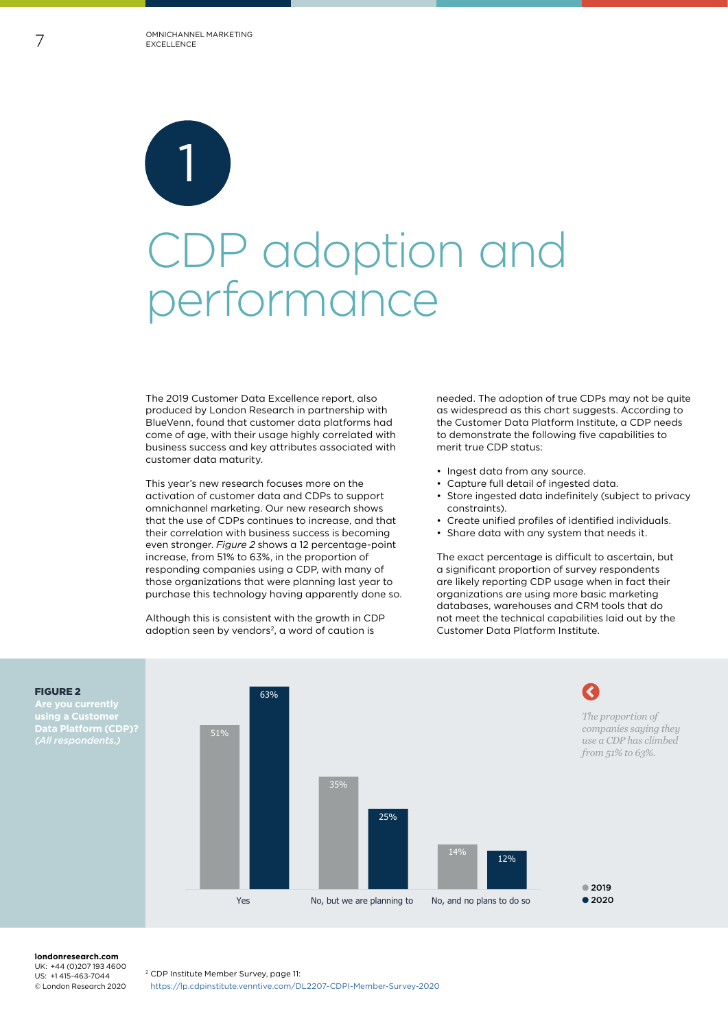# 1 CDP adoption and performance

The 2019 Customer Data Excellence report, also produced by London Research in partnership with BlueVenn, found that customer data platforms had come of age, with their usage highly correlated with business success and key attributes associated with customer data maturity.

This year's new research focuses more on the activation of customer data and CDPs to support omnichannel marketing. Our new research shows that the use of CDPs continues to increase, and that their correlation with business success is becoming even stronger. *Figure 2* shows a 12 percentage-point increase, from 51% to 63%, in the proportion of responding companies using a CDP, with many of those organizations that were planning last year to purchase this technology having apparently done so.

Although this is consistent with the growth in CDP adoption seen by vendors[2], a word of caution is needed. The adoption of true CDPs may not be quite as widespread as this chart suggests. According to the Customer Data Platform Institute, a CDP needs to demonstrate the following five capabilities to merit true CDP status:

- Ingest data from any source.
- Capture full detail of ingested data.
- Store ingested data indefinitely (subject to privacy constraints).
- Create unified profiles of identified individuals.
- Share data with any system that needs it.

The exact percentage is difficult to ascertain, but a significant proportion of survey respondents are likely reporting CDP usage when in fact their organizations are using more basic marketing databases, warehouses and CRM tools that do not meet the technical capabilities laid out by the Customer Data Platform Institute.

**FIGURE 2**
**Are you currently using a Customer Data Platform (CDP)?**
*(All respondents.)*

| | 2019 | 2020 |
|---|---|---|
| Yes | 51% | 63% |
| No, but we are planning to | 35% | 25% |
| No, and no plans to do so | 14% | 12% |

*The proportion of companies saying they use a CDP has climbed from 51% to 63%.*

[2] CDP Institute Member Survey, page 11: https://lp.cdpinstitute.venntive.com/DL2207-CDPI-Member-Survey-2020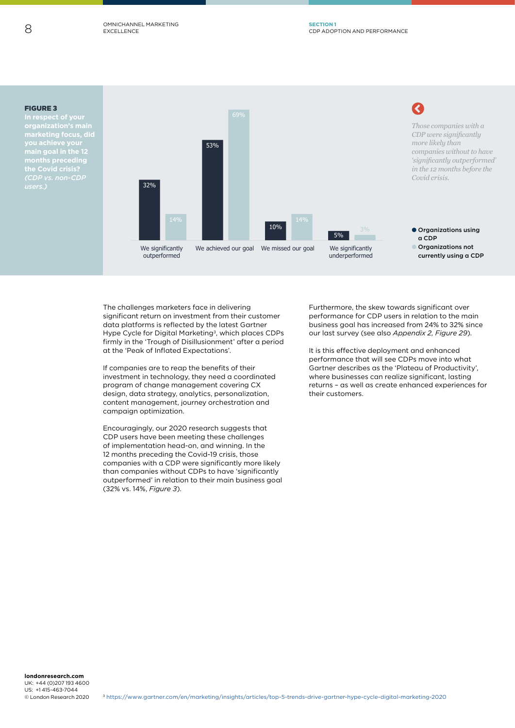**FIGURE 3**

**In respect of your organization's main marketing focus, did you achieve your main goal in the 12 months preceding the Covid crisis?** *(CDP vs. non-CDP users.)*

| | Organizations using a CDP | Organizations not currently using a CDP |
|---|---|---|
| We significantly outperformed | 32% | 14% |
| We achieved our goal | 53% | 69% |
| We missed our goal | 10% | 14% |
| We significantly underperformed | 5% | 3% |

*Those companies with a CDP were significantly more likely than companies without to have 'significantly outperformed' in the 12 months before the Covid crisis.*

The challenges marketers face in delivering significant return on investment from their customer data platforms is reflected by the latest Gartner Hype Cycle for Digital Marketing[3], which places CDPs firmly in the 'Trough of Disillusionment' after a period at the 'Peak of Inflated Expectations'.

If companies are to reap the benefits of their investment in technology, they need a coordinated program of change management covering CX design, data strategy, analytics, personalization, content management, journey orchestration and campaign optimization.

Encouragingly, our 2020 research suggests that CDP users have been meeting these challenges of implementation head-on, and winning. In the 12 months preceding the Covid-19 crisis, those companies with a CDP were significantly more likely than companies without CDPs to have 'significantly outperformed' in relation to their main business goal (32% vs. 14%, *Figure 3*).

Furthermore, the skew towards significant over performance for CDP users in relation to the main business goal has increased from 24% to 32% since our last survey (see also *Appendix 2, Figure 29*).

It is this effective deployment and enhanced performance that will see CDPs move into what Gartner describes as the 'Plateau of Productivity', where businesses can realize significant, lasting returns – as well as create enhanced experiences for their customers.

[3] https://www.gartner.com/en/marketing/insights/articles/top-5-trends-drive-gartner-hype-cycle-digital-marketing-2020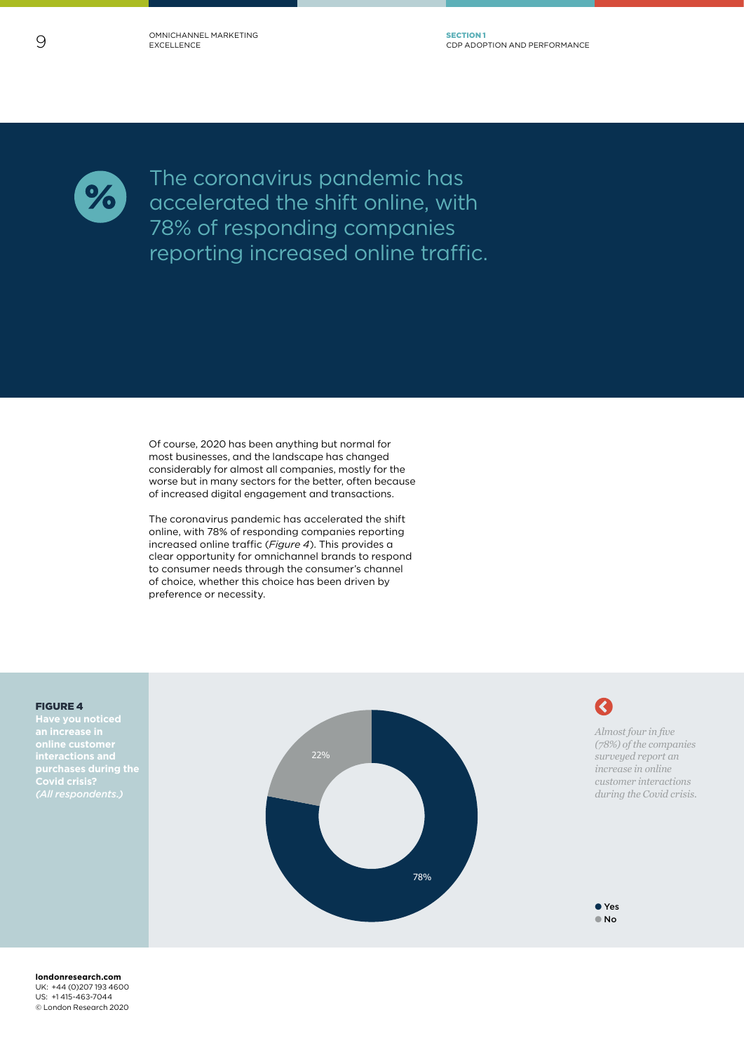## The coronavirus pandemic has accelerated the shift online, with 78% of responding companies reporting increased online traffic.

Of course, 2020 has been anything but normal for most businesses, and the landscape has changed considerably for almost all companies, mostly for the worse but in many sectors for the better, often because of increased digital engagement and transactions.

The coronavirus pandemic has accelerated the shift online, with 78% of responding companies reporting increased online traffic (*Figure 4*). This provides a clear opportunity for omnichannel brands to respond to consumer needs through the consumer's channel of choice, whether this choice has been driven by preference or necessity.

**FIGURE 4**

**Have you noticed an increase in online customer interactions and purchases during the Covid crisis?** *(All respondents.)*

| Response | % |
|---|---|
| Yes | 78% |
| No | 22% |

*Almost four in five (78%) of the companies surveyed report an increase in online customer interactions during the Covid crisis.*

**londonresearch.com**
UK: +44 (0)207 193 4600
US: +1 415-463-7044
© London Research 2020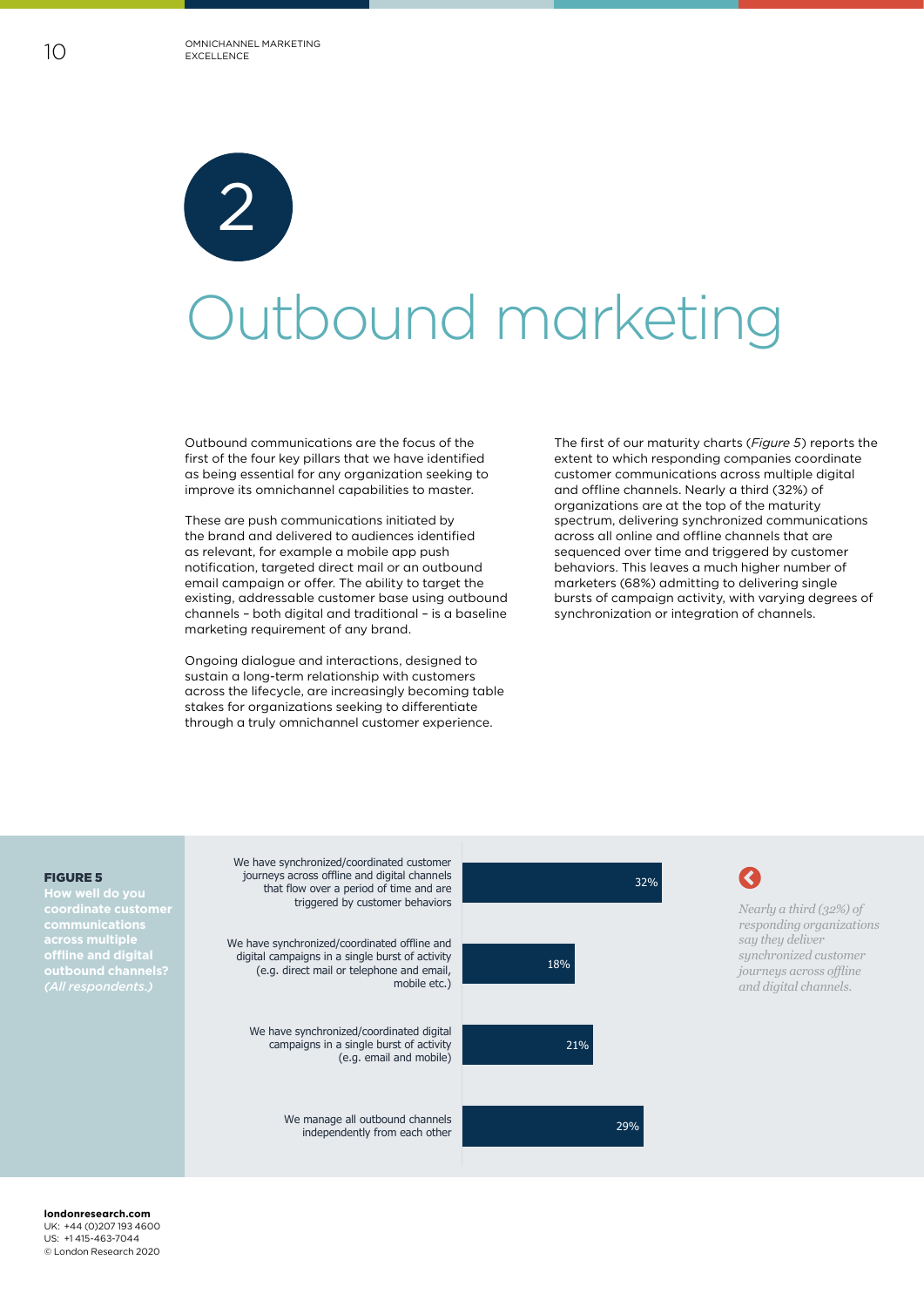# 2 Outbound marketing

Outbound communications are the focus of the first of the four key pillars that we have identified as being essential for any organization seeking to improve its omnichannel capabilities to master.

These are push communications initiated by the brand and delivered to audiences identified as relevant, for example a mobile app push notification, targeted direct mail or an outbound email campaign or offer. The ability to target the existing, addressable customer base using outbound channels – both digital and traditional – is a baseline marketing requirement of any brand.

Ongoing dialogue and interactions, designed to sustain a long-term relationship with customers across the lifecycle, are increasingly becoming table stakes for organizations seeking to differentiate through a truly omnichannel customer experience.

The first of our maturity charts (*Figure 5*) reports the extent to which responding companies coordinate customer communications across multiple digital and offline channels. Nearly a third (32%) of organizations are at the top of the maturity spectrum, delivering synchronized communications across all online and offline channels that are sequenced over time and triggered by customer behaviors. This leaves a much higher number of marketers (68%) admitting to delivering single bursts of campaign activity, with varying degrees of synchronization or integration of channels.

**FIGURE 5**
**How well do you coordinate customer communications across multiple offline and digital outbound channels?** *(All respondents.)*

| Response | % |
|---|---|
| We have synchronized/coordinated customer journeys across offline and digital channels that flow over a period of time and are triggered by customer behaviors | 32% |
| We have synchronized/coordinated offline and digital campaigns in a single burst of activity (e.g. direct mail or telephone and email, mobile etc.) | 18% |
| We have synchronized/coordinated digital campaigns in a single burst of activity (e.g. email and mobile) | 21% |
| We manage all outbound channels independently from each other | 29% |

*Nearly a third (32%) of responding organizations say they deliver synchronized customer journeys across offline and digital channels.*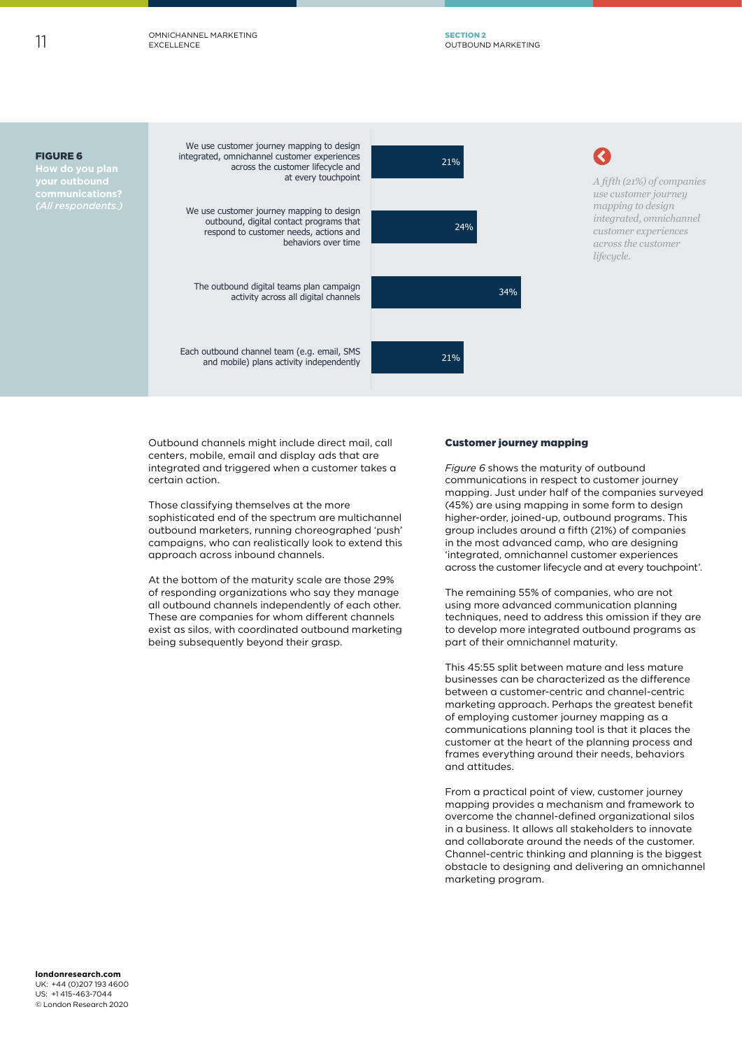**FIGURE 6**
**How do you plan your outbound communications?** *(All respondents.)*

| Response | % |
|---|---|
| We use customer journey mapping to design integrated, omnichannel customer experiences across the customer lifecycle and at every touchpoint | 21% |
| We use customer journey mapping to design outbound, digital contact programs that respond to customer needs, actions and behaviors over time | 24% |
| The outbound digital teams plan campaign activity across all digital channels | 34% |
| Each outbound channel team (e.g. email, SMS and mobile) plans activity independently | 21% |

*A fifth (21%) of companies use customer journey mapping to design integrated, omnichannel customer experiences across the customer lifecycle.*

Outbound channels might include direct mail, call centers, mobile, email and display ads that are integrated and triggered when a customer takes a certain action.

Those classifying themselves at the more sophisticated end of the spectrum are multichannel outbound marketers, running choreographed 'push' campaigns, who can realistically look to extend this approach across inbound channels.

At the bottom of the maturity scale are those 29% of responding organizations who say they manage all outbound channels independently of each other. These are companies for whom different channels exist as silos, with coordinated outbound marketing being subsequently beyond their grasp.

### Customer journey mapping

*Figure 6* shows the maturity of outbound communications in respect to customer journey mapping. Just under half of the companies surveyed (45%) are using mapping in some form to design higher-order, joined-up, outbound programs. This group includes around a fifth (21%) of companies in the most advanced camp, who are designing 'integrated, omnichannel customer experiences across the customer lifecycle and at every touchpoint'.

The remaining 55% of companies, who are not using more advanced communication planning techniques, need to address this omission if they are to develop more integrated outbound programs as part of their omnichannel maturity.

This 45:55 split between mature and less mature businesses can be characterized as the difference between a customer-centric and channel-centric marketing approach. Perhaps the greatest benefit of employing customer journey mapping as a communications planning tool is that it places the customer at the heart of the planning process and frames everything around their needs, behaviors and attitudes.

From a practical point of view, customer journey mapping provides a mechanism and framework to overcome the channel-defined organizational silos in a business. It allows all stakeholders to innovate and collaborate around the needs of the customer. Channel-centric thinking and planning is the biggest obstacle to designing and delivering an omnichannel marketing program.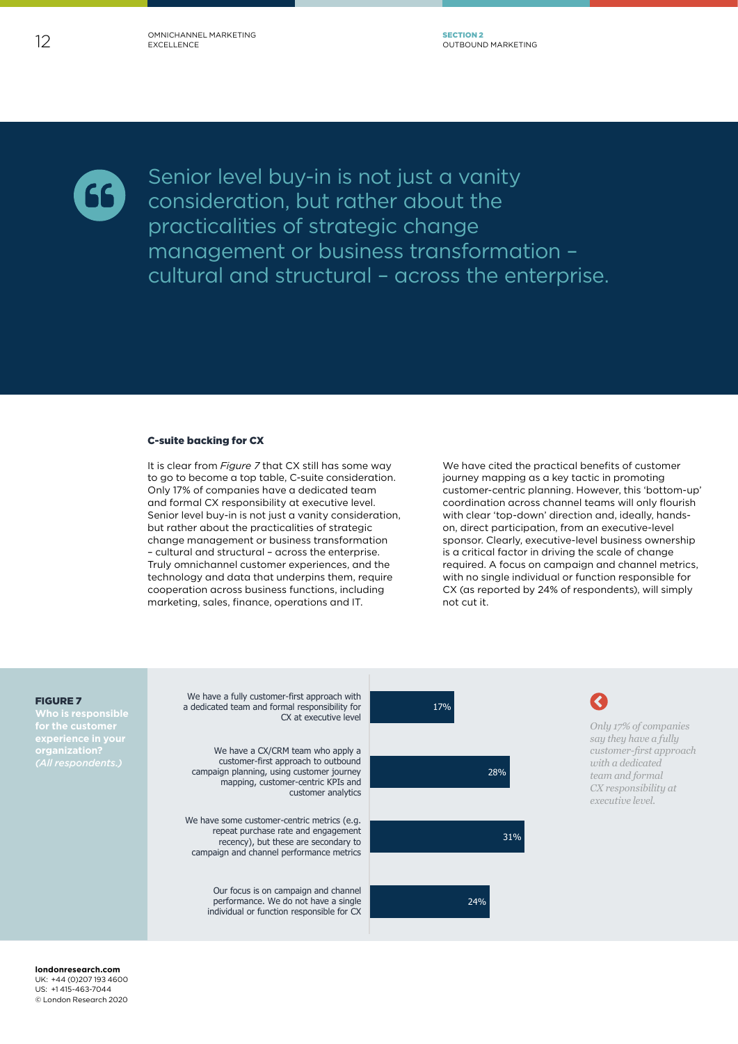> Senior level buy-in is not just a vanity consideration, but rather about the practicalities of strategic change management or business transformation – cultural and structural – across the enterprise.

### C-suite backing for CX

It is clear from *Figure 7* that CX still has some way to go to become a top table, C-suite consideration. Only 17% of companies have a dedicated team and formal CX responsibility at executive level. Senior level buy-in is not just a vanity consideration, but rather about the practicalities of strategic change management or business transformation – cultural and structural – across the enterprise. Truly omnichannel customer experiences, and the technology and data that underpins them, require cooperation across business functions, including marketing, sales, finance, operations and IT.

We have cited the practical benefits of customer journey mapping as a key tactic in promoting customer-centric planning. However, this 'bottom-up' coordination across channel teams will only flourish with clear 'top-down' direction and, ideally, hands-on, direct participation, from an executive-level sponsor. Clearly, executive-level business ownership is a critical factor in driving the scale of change required. A focus on campaign and channel metrics, with no single individual or function responsible for CX (as reported by 24% of respondents), will simply not cut it.

**FIGURE 7**
**Who is responsible for the customer experience in your organization?** *(All respondents.)*

| Response | % |
|---|---|
| We have a fully customer-first approach with a dedicated team and formal responsibility for CX at executive level | 17% |
| We have a CX/CRM team who apply a customer-first approach to outbound campaign planning, using customer journey mapping, customer-centric KPIs and customer analytics | 28% |
| We have some customer-centric metrics (e.g. repeat purchase rate and engagement recency), but these are secondary to campaign and channel performance metrics | 31% |
| Our focus is on campaign and channel performance. We do not have a single individual or function responsible for CX | 24% |

*Only 17% of companies say they have a fully customer-first approach with a dedicated team and formal CX responsibility at executive level.*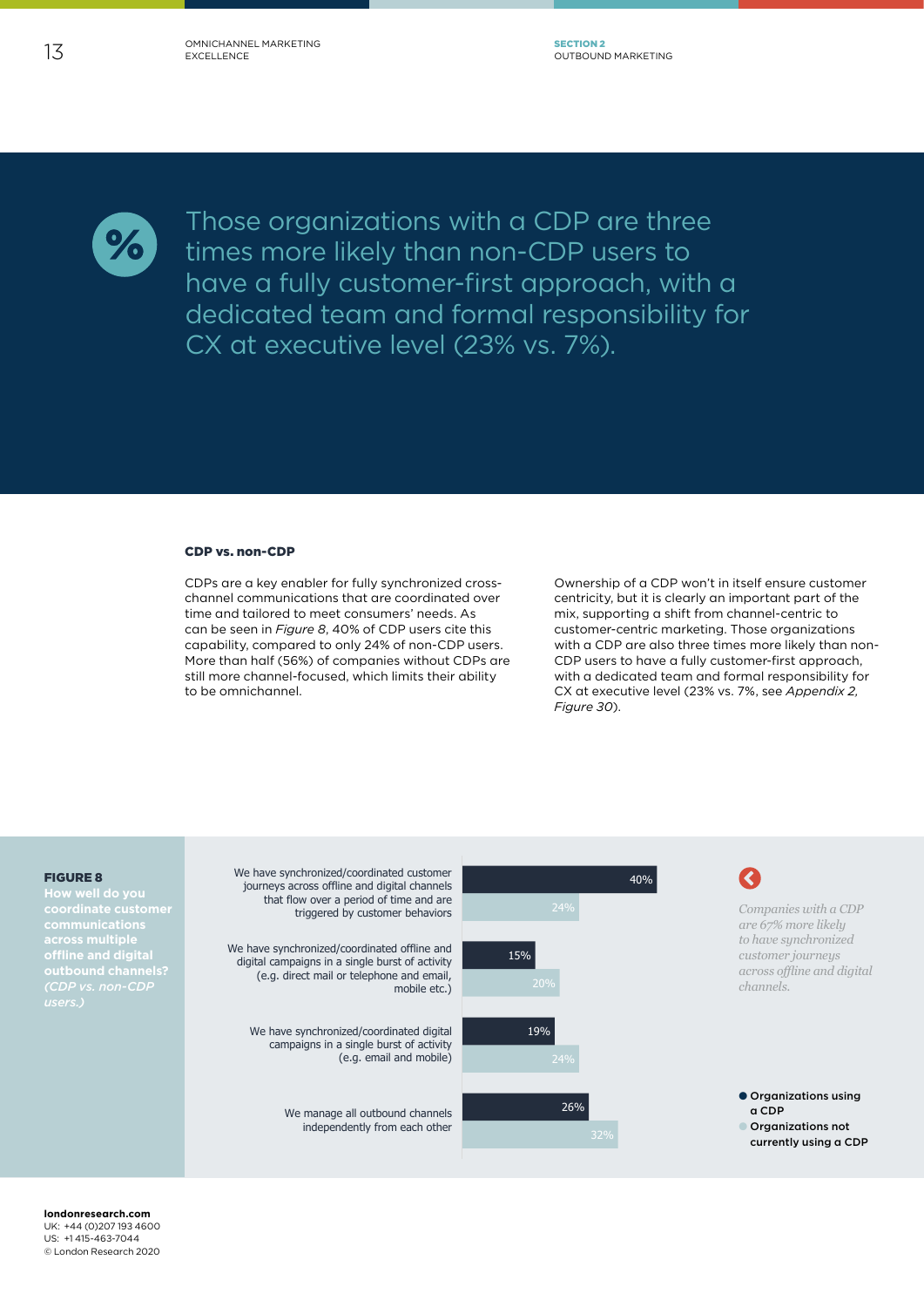> Those organizations with a CDP are three times more likely than non-CDP users to have a fully customer-first approach, with a dedicated team and formal responsibility for CX at executive level (23% vs. 7%).

## CDP vs. non-CDP

CDPs are a key enabler for fully synchronized cross-channel communications that are coordinated over time and tailored to meet consumers' needs. As can be seen in *Figure 8*, 40% of CDP users cite this capability, compared to only 24% of non-CDP users. More than half (56%) of companies without CDPs are still more channel-focused, which limits their ability to be omnichannel.

Ownership of a CDP won't in itself ensure customer centricity, but it is clearly an important part of the mix, supporting a shift from channel-centric to customer-centric marketing. Those organizations with a CDP are also three times more likely than non-CDP users to have a fully customer-first approach, with a dedicated team and formal responsibility for CX at executive level (23% vs. 7%, see *Appendix 2, Figure 30*).

**FIGURE 8**
**How well do you coordinate customer communications across multiple offline and digital outbound channels?** *(CDP vs. non-CDP users.)*

| | Organizations using a CDP | Organizations not currently using a CDP |
|---|---|---|
| We have synchronized/coordinated customer journeys across offline and digital channels that flow over a period of time and are triggered by customer behaviors | 40% | 24% |
| We have synchronized/coordinated offline and digital campaigns in a single burst of activity (e.g. direct mail or telephone and email, mobile etc.) | 15% | 20% |
| We have synchronized/coordinated digital campaigns in a single burst of activity (e.g. email and mobile) | 19% | 24% |
| We manage all outbound channels independently from each other | 26% | 32% |

*Companies with a CDP are 67% more likely to have synchronized customer journeys across offline and digital channels.*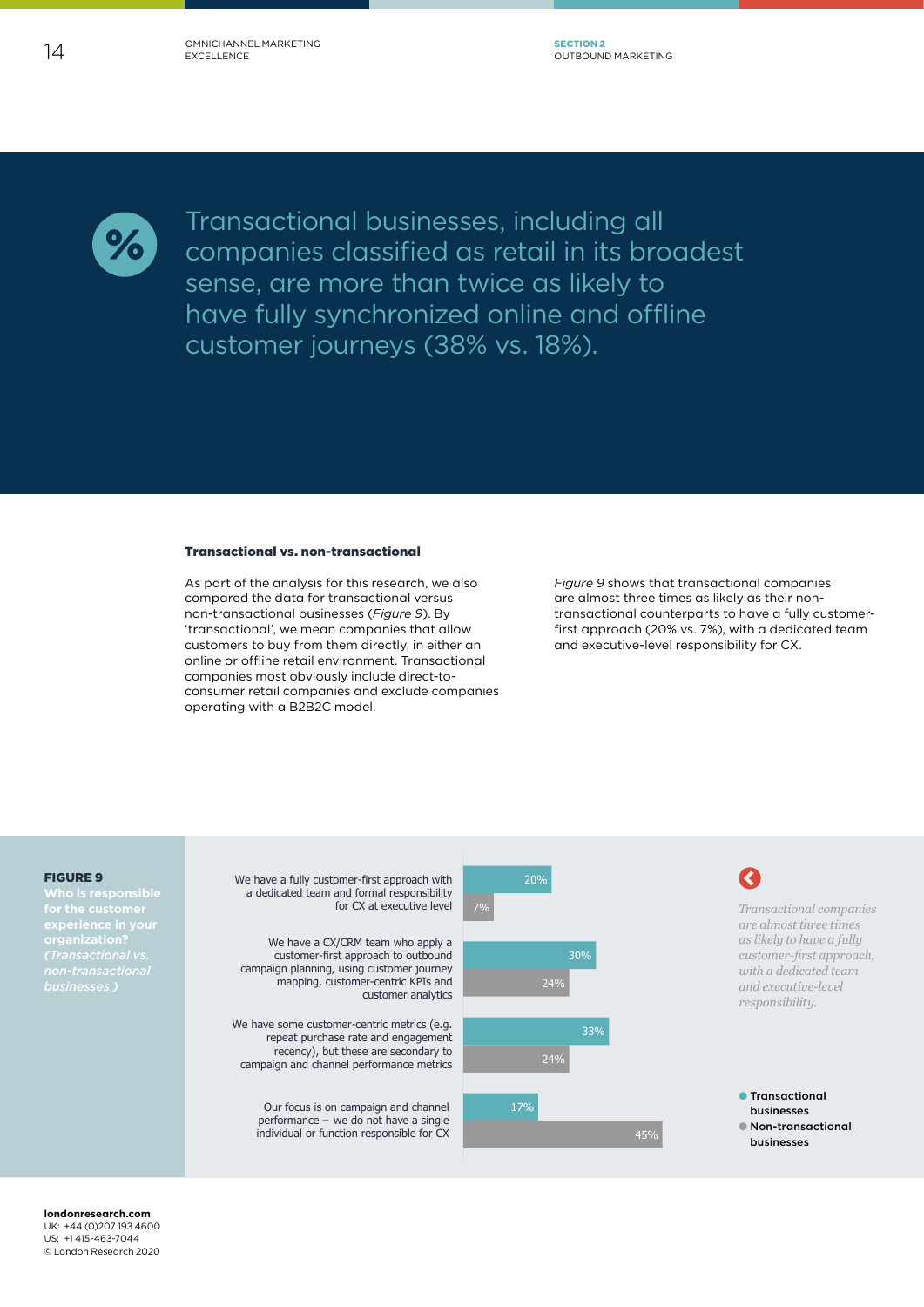Transactional businesses, including all companies classified as retail in its broadest sense, are more than twice as likely to have fully synchronized online and offline customer journeys (38% vs. 18%).

### Transactional vs. non-transactional

As part of the analysis for this research, we also compared the data for transactional versus non-transactional businesses (*Figure 9*). By 'transactional', we mean companies that allow customers to buy from them directly, in either an online or offline retail environment. Transactional companies most obviously include direct-to-consumer retail companies and exclude companies operating with a B2B2C model.

*Figure 9* shows that transactional companies are almost three times as likely as their non-transactional counterparts to have a fully customer-first approach (20% vs. 7%), with a dedicated team and executive-level responsibility for CX.

**FIGURE 9**
**Who is responsible for the customer experience in your organization?**
*(Transactional vs. non-transactional businesses.)*

| | Transactional businesses | Non-transactional businesses |
|---|---|---|
| We have a fully customer-first approach with a dedicated team and formal responsibility for CX at executive level | 20% | 7% |
| We have a CX/CRM team who apply a customer-first approach to outbound campaign planning, using customer journey mapping, customer-centric KPIs and customer analytics | 30% | 24% |
| We have some customer-centric metrics (e.g. repeat purchase rate and engagement recency), but these are secondary to campaign and channel performance metrics | 33% | 24% |
| Our focus is on campaign and channel performance – we do not have a single individual or function responsible for CX | 17% | 45% |

*Transactional companies are almost three times as likely to have a fully customer-first approach, with a dedicated team and executive-level responsibility.*

**londonresearch.com**
UK: +44 (0)207 193 4600
US: +1 415-463-7044
© London Research 2020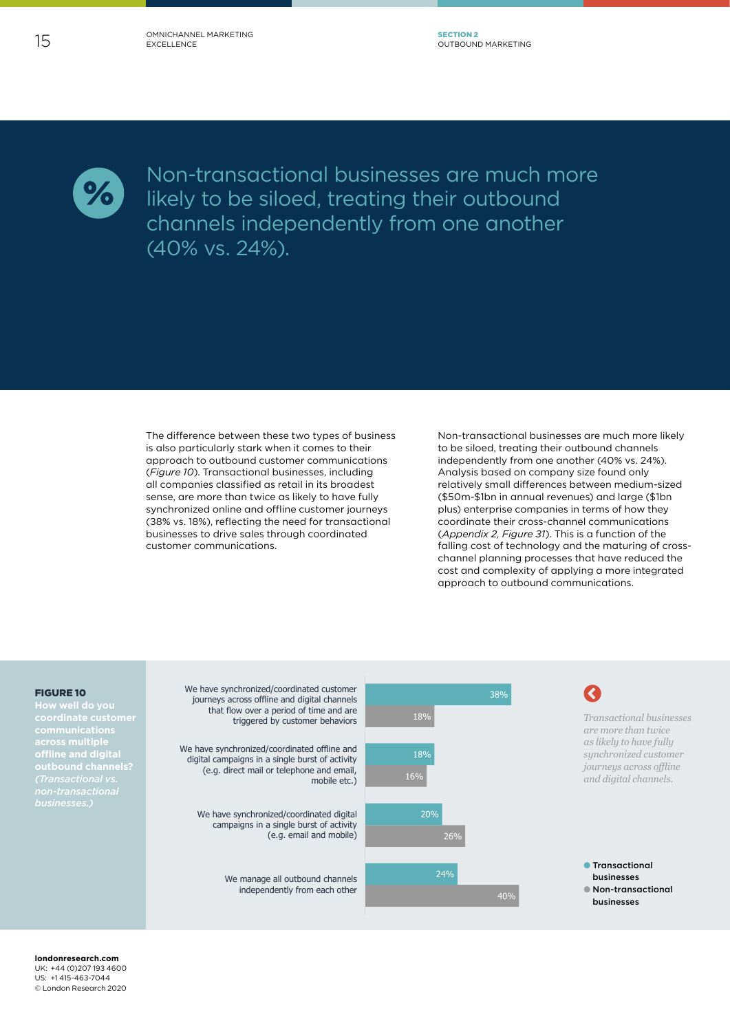## Non-transactional businesses are much more likely to be siloed, treating their outbound channels independently from one another (40% vs. 24%).

The difference between these two types of business is also particularly stark when it comes to their approach to outbound customer communications (*Figure 10*). Transactional businesses, including all companies classified as retail in its broadest sense, are more than twice as likely to have fully synchronized online and offline customer journeys (38% vs. 18%), reflecting the need for transactional businesses to drive sales through coordinated customer communications.

Non-transactional businesses are much more likely to be siloed, treating their outbound channels independently from one another (40% vs. 24%). Analysis based on company size found only relatively small differences between medium-sized ($50m-$1bn in annual revenues) and large ($1bn plus) enterprise companies in terms of how they coordinate their cross-channel communications (*Appendix 2, Figure 31*). This is a function of the falling cost of technology and the maturing of cross-channel planning processes that have reduced the cost and complexity of applying a more integrated approach to outbound communications.

**FIGURE 10**
**How well do you coordinate customer communications across multiple offline and digital outbound channels?** *(Transactional vs. non-transactional businesses.)*

| | Transactional businesses | Non-transactional businesses |
|---|---|---|
| We have synchronized/coordinated customer journeys across offline and digital channels that flow over a period of time and are triggered by customer behaviors | 38% | 18% |
| We have synchronized/coordinated offline and digital campaigns in a single burst of activity (e.g. direct mail or telephone and email, mobile etc.) | 18% | 16% |
| We have synchronized/coordinated digital campaigns in a single burst of activity (e.g. email and mobile) | 20% | 26% |
| We manage all outbound channels independently from each other | 24% | 40% |

*Transactional businesses are more than twice as likely to have fully synchronized customer journeys across offline and digital channels.*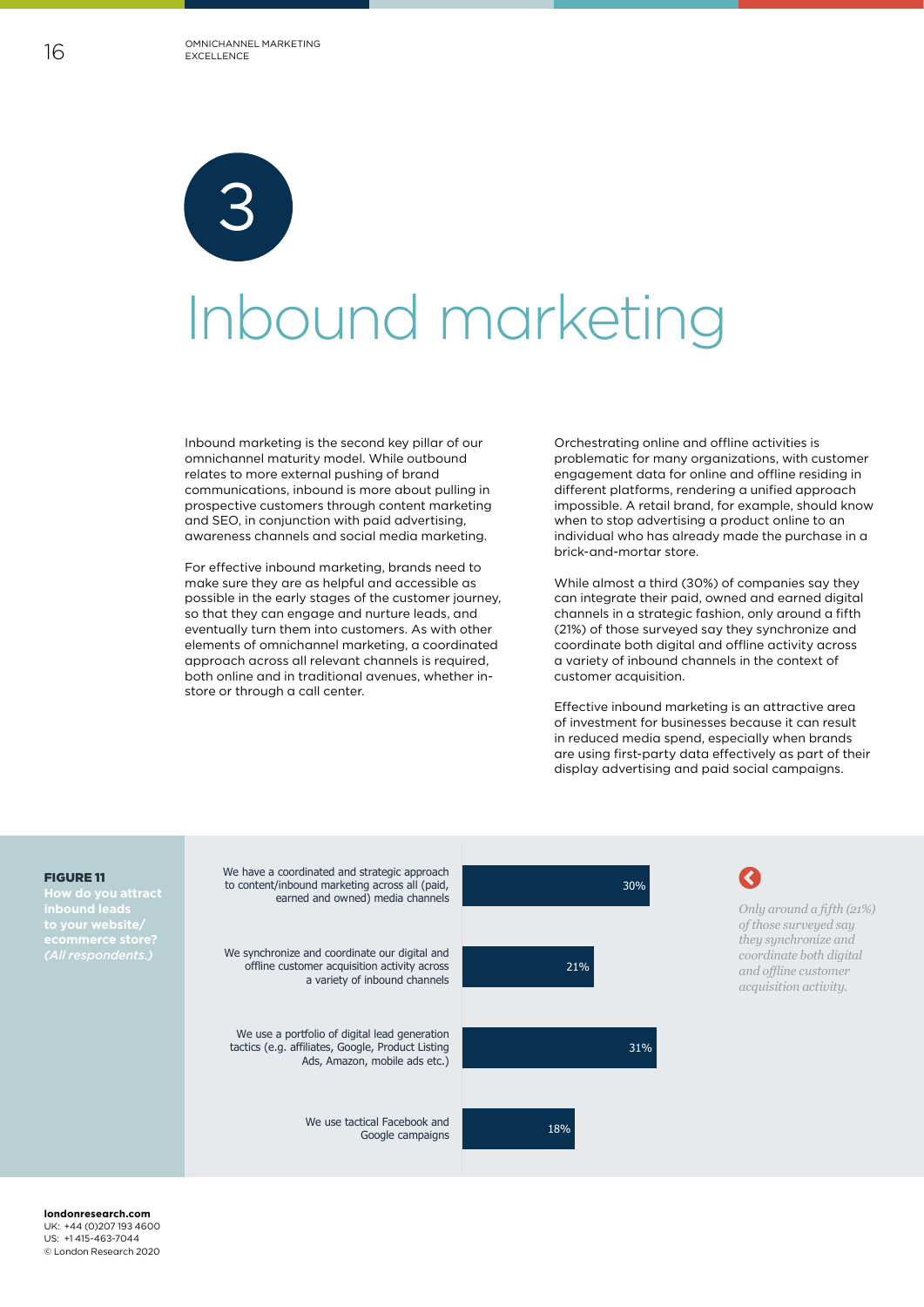# 3

# Inbound marketing

Inbound marketing is the second key pillar of our omnichannel maturity model. While outbound relates to more external pushing of brand communications, inbound is more about pulling in prospective customers through content marketing and SEO, in conjunction with paid advertising, awareness channels and social media marketing.

For effective inbound marketing, brands need to make sure they are as helpful and accessible as possible in the early stages of the customer journey, so that they can engage and nurture leads, and eventually turn them into customers. As with other elements of omnichannel marketing, a coordinated approach across all relevant channels is required, both online and in traditional avenues, whether in-store or through a call center.

Orchestrating online and offline activities is problematic for many organizations, with customer engagement data for online and offline residing in different platforms, rendering a unified approach impossible. A retail brand, for example, should know when to stop advertising a product online to an individual who has already made the purchase in a brick-and-mortar store.

While almost a third (30%) of companies say they can integrate their paid, owned and earned digital channels in a strategic fashion, only around a fifth (21%) of those surveyed say they synchronize and coordinate both digital and offline activity across a variety of inbound channels in the context of customer acquisition.

Effective inbound marketing is an attractive area of investment for businesses because it can result in reduced media spend, especially when brands are using first-party data effectively as part of their display advertising and paid social campaigns.

**FIGURE 11**
**How do you attract inbound leads to your website/ ecommerce store?** *(All respondents.)*

| Response | % |
|---|---|
| We have a coordinated and strategic approach to content/inbound marketing across all (paid, earned and owned) media channels | 30% |
| We synchronize and coordinate our digital and offline customer acquisition activity across a variety of inbound channels | 21% |
| We use a portfolio of digital lead generation tactics (e.g. affiliates, Google, Product Listing Ads, Amazon, mobile ads etc.) | 31% |
| We use tactical Facebook and Google campaigns | 18% |

*Only around a fifth (21%) of those surveyed say they synchronize and coordinate both digital and offline customer acquisition activity.*

**londonresearch.com**
UK: +44 (0)207 193 4600
US: +1 415-463-7044
© London Research 2020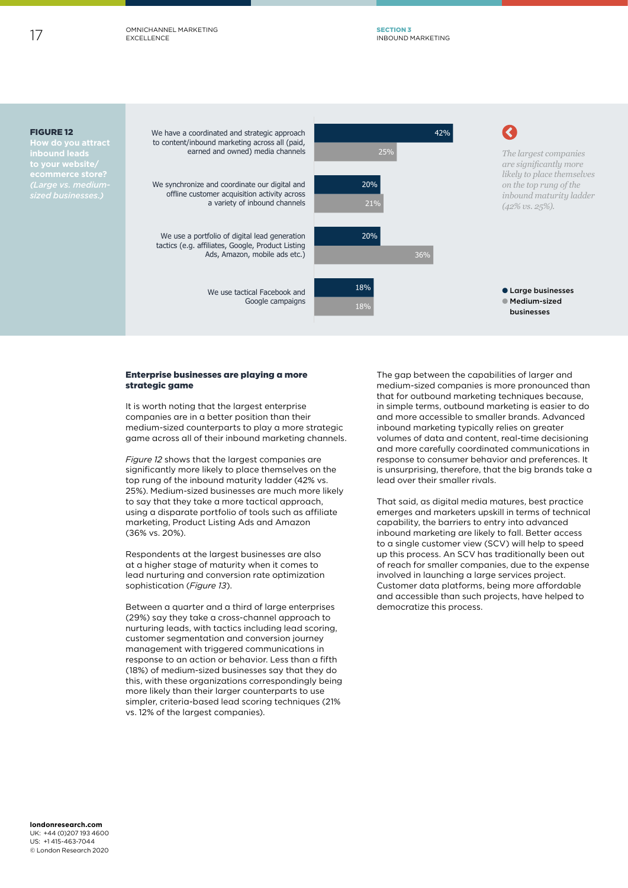**FIGURE 12**
**How do you attract inbound leads to your website/ecommerce store?** *(Large vs. medium-sized businesses.)*

| | Large businesses | Medium-sized businesses |
|---|---|---|
| We have a coordinated and strategic approach to content/inbound marketing across all (paid, earned and owned) media channels | 42% | 25% |
| We synchronize and coordinate our digital and offline customer acquisition activity across a variety of inbound channels | 20% | 21% |
| We use a portfolio of digital lead generation tactics (e.g. affiliates, Google, Product Listing Ads, Amazon, mobile ads etc.) | 20% | 36% |
| We use tactical Facebook and Google campaigns | 18% | 18% |

*The largest companies are significantly more likely to place themselves on the top rung of the inbound maturity ladder (42% vs. 25%).*

## Enterprise businesses are playing a more strategic game

It is worth noting that the largest enterprise companies are in a better position than their medium-sized counterparts to play a more strategic game across all of their inbound marketing channels.

*Figure 12* shows that the largest companies are significantly more likely to place themselves on the top rung of the inbound maturity ladder (42% vs. 25%). Medium-sized businesses are much more likely to say that they take a more tactical approach, using a disparate portfolio of tools such as affiliate marketing, Product Listing Ads and Amazon (36% vs. 20%).

Respondents at the largest businesses are also at a higher stage of maturity when it comes to lead nurturing and conversion rate optimization sophistication (*Figure 13*).

Between a quarter and a third of large enterprises (29%) say they take a cross-channel approach to nurturing leads, with tactics including lead scoring, customer segmentation and conversion journey management with triggered communications in response to an action or behavior. Less than a fifth (18%) of medium-sized businesses say that they do this, with these organizations correspondingly being more likely than their larger counterparts to use simpler, criteria-based lead scoring techniques (21% vs. 12% of the largest companies).

The gap between the capabilities of larger and medium-sized companies is more pronounced than that for outbound marketing techniques because, in simple terms, outbound marketing is easier to do and more accessible to smaller brands. Advanced inbound marketing typically relies on greater volumes of data and content, real-time decisioning and more carefully coordinated communications in response to consumer behavior and preferences. It is unsurprising, therefore, that the big brands take a lead over their smaller rivals.

That said, as digital media matures, best practice emerges and marketers upskill in terms of technical capability, the barriers to entry into advanced inbound marketing are likely to fall. Better access to a single customer view (SCV) will help to speed up this process. An SCV has traditionally been out of reach for smaller companies, due to the expense involved in launching a large services project. Customer data platforms, being more affordable and accessible than such projects, have helped to democratize this process.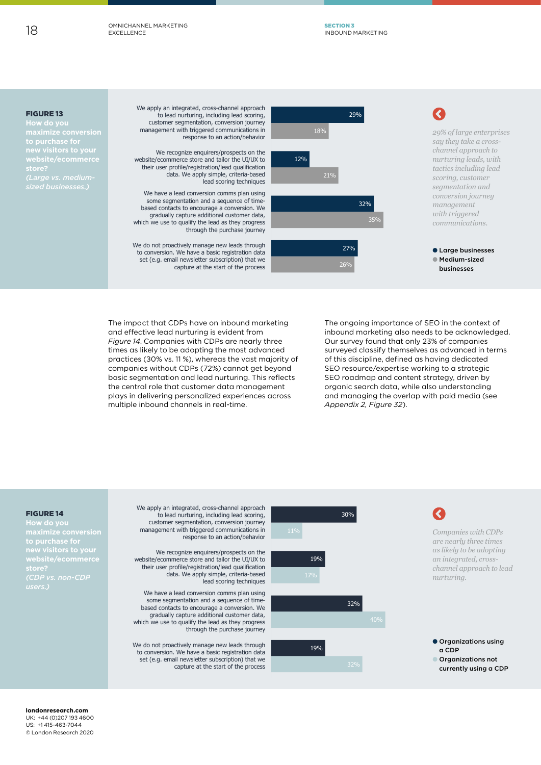**FIGURE 13**
**How do you maximize conversion to purchase for new visitors to your website/ecommerce store?**
*(Large vs. medium-sized businesses.)*

| | Large businesses | Medium-sized businesses |
|---|---|---|
| We apply an integrated, cross-channel approach to lead nurturing, including lead scoring, customer segmentation, conversion journey management with triggered communications in response to an action/behavior | 29% | 18% |
| We recognize enquirers/prospects on the website/ecommerce store and tailor the UI/UX to their user profile/registration/lead qualification data. We apply simple, criteria-based lead scoring techniques | 12% | 21% |
| We have a lead conversion comms plan using some segmentation and a sequence of time-based contacts to encourage a conversion. We gradually capture additional customer data, which we use to qualify the lead as they progress through the purchase journey | 32% | 35% |
| We do not proactively manage new leads through to conversion. We have a basic registration data set (e.g. email newsletter subscription) that we capture at the start of the process | 27% | 26% |

*29% of large enterprises say they take a cross-channel approach to nurturing leads, with tactics including lead scoring, customer segmentation and conversion journey management with triggered communications.*

The impact that CDPs have on inbound marketing and effective lead nurturing is evident from *Figure 14*. Companies with CDPs are nearly three times as likely to be adopting the most advanced practices (30% vs. 11 %), whereas the vast majority of companies without CDPs (72%) cannot get beyond basic segmentation and lead nurturing. This reflects the central role that customer data management plays in delivering personalized experiences across multiple inbound channels in real-time.

The ongoing importance of SEO in the context of inbound marketing also needs to be acknowledged. Our survey found that only 23% of companies surveyed classify themselves as advanced in terms of this discipline, defined as having dedicated SEO resource/expertise working to a strategic SEO roadmap and content strategy, driven by organic search data, while also understanding and managing the overlap with paid media (see *Appendix 2, Figure 32*).

**FIGURE 14**
**How do you maximize conversion to purchase for new visitors to your website/ecommerce store?**
*(CDP vs. non-CDP users.)*

| | Organizations using a CDP | Organizations not currently using a CDP |
|---|---|---|
| We apply an integrated, cross-channel approach to lead nurturing, including lead scoring, customer segmentation, conversion journey management with triggered communications in response to an action/behavior | 30% | 11% |
| We recognize enquirers/prospects on the website/ecommerce store and tailor the UI/UX to their user profile/registration/lead qualification data. We apply simple, criteria-based lead scoring techniques | 19% | 17% |
| We have a lead conversion comms plan using some segmentation and a sequence of time-based contacts to encourage a conversion. We gradually capture additional customer data, which we use to qualify the lead as they progress through the purchase journey | 32% | 40% |
| We do not proactively manage new leads through to conversion. We have a basic registration data set (e.g. email newsletter subscription) that we capture at the start of the process | 19% | 32% |

*Companies with CDPs are nearly three times as likely to be adopting an integrated, cross-channel approach to lead nurturing.*

**londonresearch.com**
UK: +44 (0)207 193 4600
US: +1 415-463-7044
© London Research 2020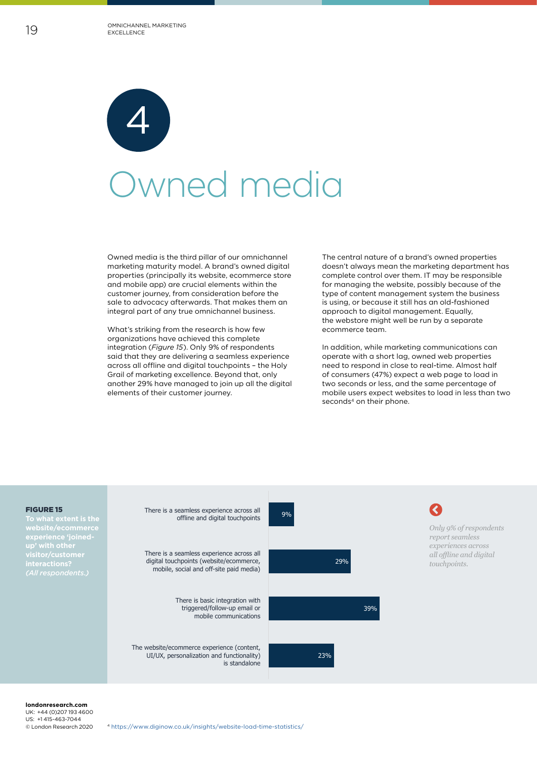# 4

# Owned media

Owned media is the third pillar of our omnichannel marketing maturity model. A brand's owned digital properties (principally its website, ecommerce store and mobile app) are crucial elements within the customer journey, from consideration before the sale to advocacy afterwards. That makes them an integral part of any true omnichannel business.

What's striking from the research is how few organizations have achieved this complete integration (*Figure 15*). Only 9% of respondents said that they are delivering a seamless experience across all offline and digital touchpoints – the Holy Grail of marketing excellence. Beyond that, only another 29% have managed to join up all the digital elements of their customer journey.

The central nature of a brand's owned properties doesn't always mean the marketing department has complete control over them. IT may be responsible for managing the website, possibly because of the type of content management system the business is using, or because it still has an old-fashioned approach to digital management. Equally, the webstore might well be run by a separate ecommerce team.

In addition, while marketing communications can operate with a short lag, owned web properties need to respond in close to real-time. Almost half of consumers (47%) expect a web page to load in two seconds or less, and the same percentage of mobile users expect websites to load in less than two seconds[4] on their phone.

**FIGURE 15**
**To what extent is the website/ecommerce experience 'joined-up' with other visitor/customer interactions?** *(All respondents.)*

| Response | % |
|---|---|
| There is a seamless experience across all offline and digital touchpoints | 9% |
| There is a seamless experience across all digital touchpoints (website/ecommerce, mobile, social and off-site paid media) | 29% |
| There is basic integration with triggered/follow-up email or mobile communications | 39% |
| The website/ecommerce experience (content, UI/UX, personalization and functionality) is standalone | 23% |

*Only 9% of respondents report seamless experiences across all offline and digital touchpoints.*

[4] https://www.diginow.co.uk/insights/website-load-time-statistics/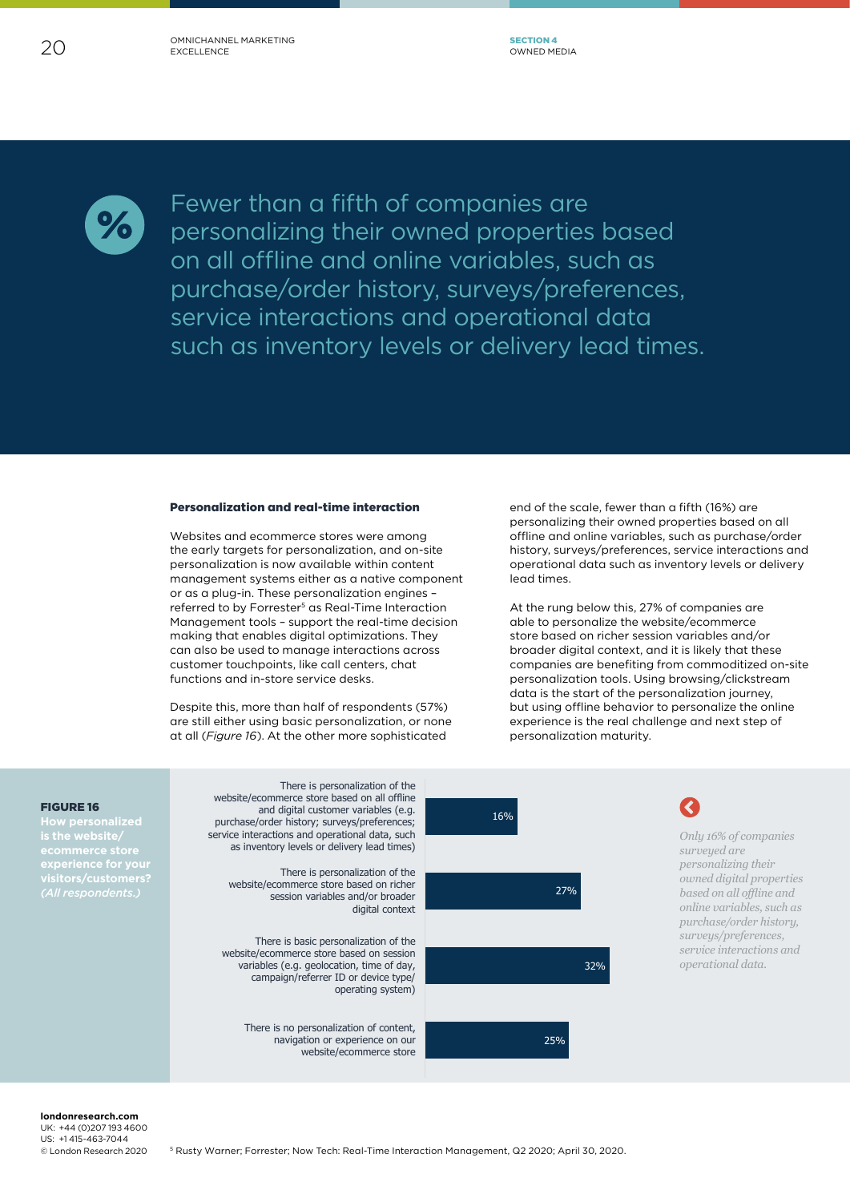Fewer than a fifth of companies are personalizing their owned properties based on all offline and online variables, such as purchase/order history, surveys/preferences, service interactions and operational data such as inventory levels or delivery lead times.

### Personalization and real-time interaction

Websites and ecommerce stores were among the early targets for personalization, and on-site personalization is now available within content management systems either as a native component or as a plug-in. These personalization engines – referred to by Forrester[5] as Real-Time Interaction Management tools – support the real-time decision making that enables digital optimizations. They can also be used to manage interactions across customer touchpoints, like call centers, chat functions and in-store service desks.

Despite this, more than half of respondents (57%) are still either using basic personalization, or none at all (*Figure 16*). At the other more sophisticated end of the scale, fewer than a fifth (16%) are personalizing their owned properties based on all offline and online variables, such as purchase/order history, surveys/preferences, service interactions and operational data such as inventory levels or delivery lead times.

At the rung below this, 27% of companies are able to personalize the website/ecommerce store based on richer session variables and/or broader digital context, and it is likely that these companies are benefiting from commoditized on-site personalization tools. Using browsing/clickstream data is the start of the personalization journey, but using offline behavior to personalize the online experience is the real challenge and next step of personalization maturity.

**FIGURE 16**
**How personalized is the website/ ecommerce store experience for your visitors/customers?** *(All respondents.)*

| Response | % |
|---|---|
| There is personalization of the website/ecommerce store based on all offline and digital customer variables (e.g. purchase/order history; surveys/preferences; service interactions and operational data, such as inventory levels or delivery lead times) | 16% |
| There is personalization of the website/ecommerce store based on richer session variables and/or broader digital context | 27% |
| There is basic personalization of the website/ecommerce store based on session variables (e.g. geolocation, time of day, campaign/referrer ID or device type/ operating system) | 32% |
| There is no personalization of content, navigation or experience on our website/ecommerce store | 25% |

*Only 16% of companies surveyed are personalizing their owned digital properties based on all offline and online variables, such as purchase/order history, surveys/preferences, service interactions and operational data.*

[5] Rusty Warner; Forrester; Now Tech: Real-Time Interaction Management, Q2 2020; April 30, 2020.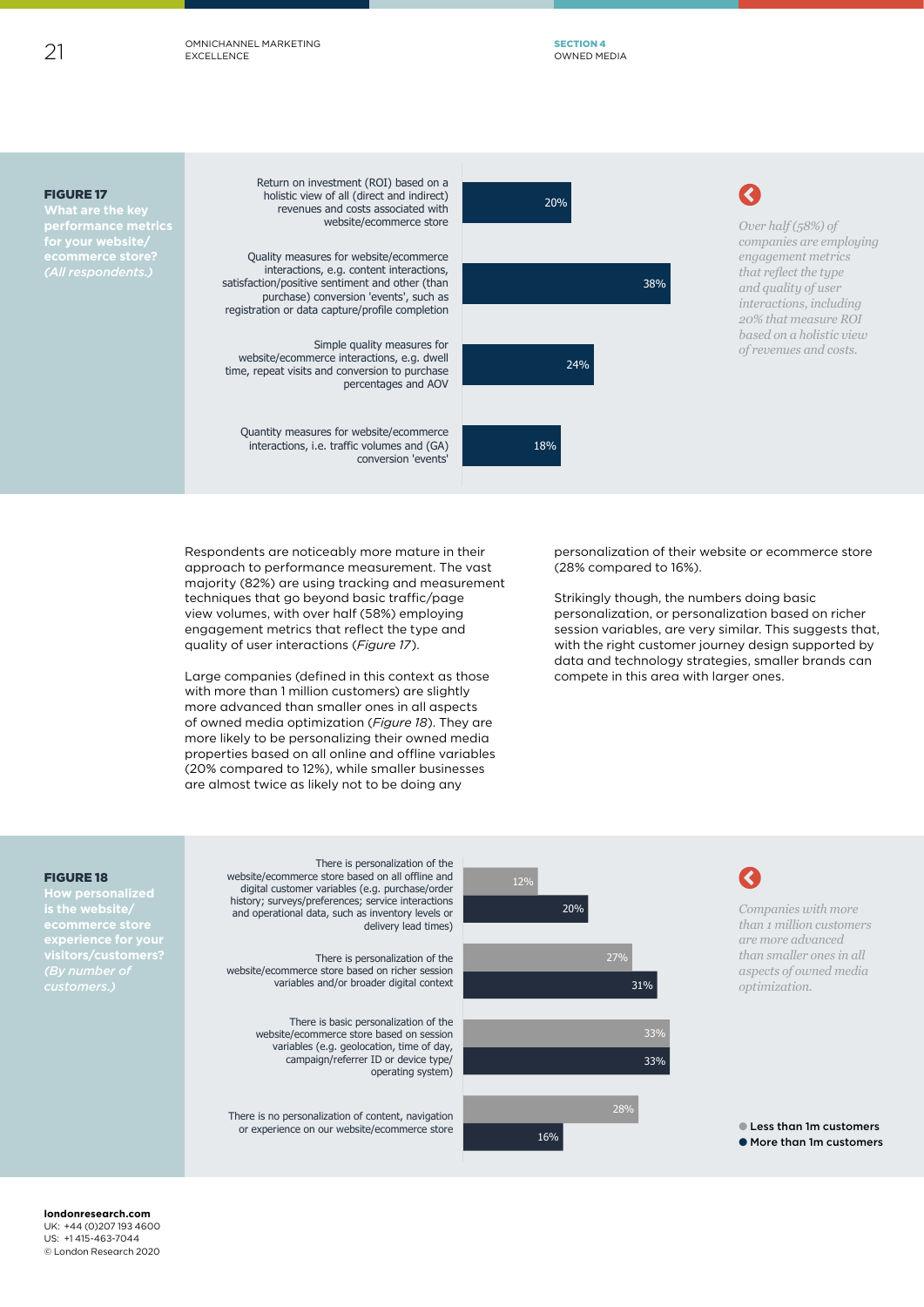**FIGURE 17**
**What are the key performance metrics for your website/ecommerce store?**
*(All respondents.)*

| Metric | % |
| --- | --- |
| Return on investment (ROI) based on a holistic view of all (direct and indirect) revenues and costs associated with website/ecommerce store | 20% |
| Quality measures for website/ecommerce interactions, e.g. content interactions, satisfaction/positive sentiment and other (than purchase) conversion 'events', such as registration or data capture/profile completion | 38% |
| Simple quality measures for website/ecommerce interactions, e.g. dwell time, repeat visits and conversion to purchase percentages and AOV | 24% |
| Quantity measures for website/ecommerce interactions, i.e. traffic volumes and (GA) conversion 'events' | 18% |

*Over half (58%) of companies are employing engagement metrics that reflect the type and quality of user interactions, including 20% that measure ROI based on a holistic view of revenues and costs.*

Respondents are noticeably more mature in their approach to performance measurement. The vast majority (82%) are using tracking and measurement techniques that go beyond basic traffic/page view volumes, with over half (58%) employing engagement metrics that reflect the type and quality of user interactions (*Figure 17*).

Large companies (defined in this context as those with more than 1 million customers) are slightly more advanced than smaller ones in all aspects of owned media optimization (*Figure 18*). They are more likely to be personalizing their owned media properties based on all online and offline variables (20% compared to 12%), while smaller businesses are almost twice as likely not to be doing any personalization of their website or ecommerce store (28% compared to 16%).

Strikingly though, the numbers doing basic personalization, or personalization based on richer session variables, are very similar. This suggests that, with the right customer journey design supported by data and technology strategies, smaller brands can compete in this area with larger ones.

**FIGURE 18**
**How personalized is the website/ecommerce store experience for your visitors/customers?**
*(By number of customers.)*

| | Less than 1m customers | More than 1m customers |
| --- | --- | --- |
| There is personalization of the website/ecommerce store based on all offline and digital customer variables (e.g. purchase/order history; surveys/preferences; service interactions and operational data, such as inventory levels or delivery lead times) | 12% | 20% |
| There is personalization of the website/ecommerce store based on richer session variables and/or broader digital context | 27% | 31% |
| There is basic personalization of the website/ecommerce store based on session variables (e.g. geolocation, time of day, campaign/referrer ID or device type/operating system) | 33% | 33% |
| There is no personalization of content, navigation or experience on our website/ecommerce store | 28% | 16% |

*Companies with more than 1 million customers are more advanced than smaller ones in all aspects of owned media optimization.*

**londonresearch.com**
UK: +44 (0)207 193 4600
US: +1 415-463-7044
© London Research 2020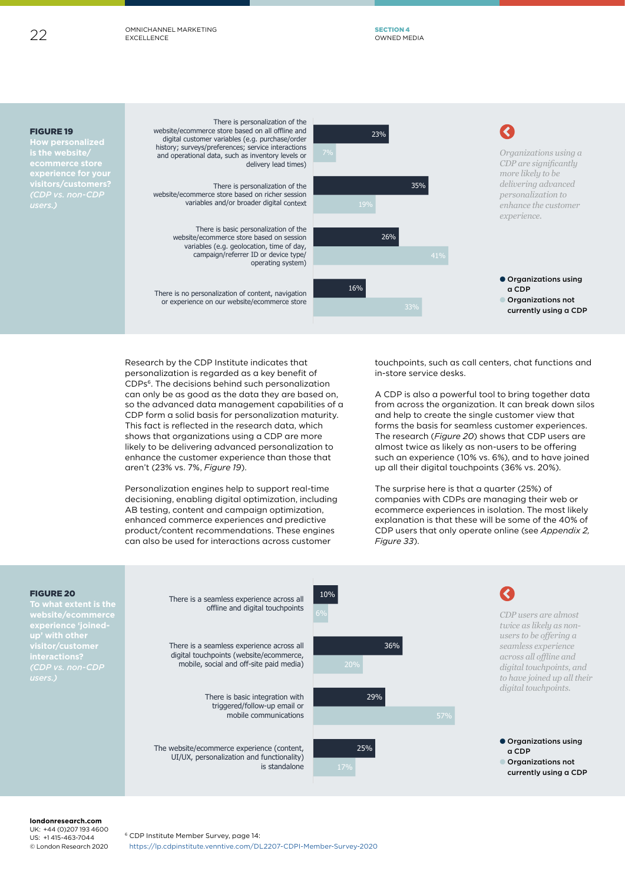**FIGURE 19**
**How personalized is the website/ecommerce store experience for your visitors/customers?** *(CDP vs. non-CDP users.)*

| | Organizations using a CDP | Organizations not currently using a CDP |
|---|---|---|
| There is personalization of the website/ecommerce store based on all offline and digital customer variables (e.g. purchase/order history; surveys/preferences; service interactions and operational data, such as inventory levels or delivery lead times) | 23% | 7% |
| There is personalization of the website/ecommerce store based on richer session variables and/or broader digital context | 35% | 19% |
| There is basic personalization of the website/ecommerce store based on session variables (e.g. geolocation, time of day, campaign/referrer ID or device type/operating system) | 26% | 41% |
| There is no personalization of content, navigation or experience on our website/ecommerce store | 16% | 33% |

*Organizations using a CDP are significantly more likely to be delivering advanced personalization to enhance the customer experience.*

Research by the CDP Institute indicates that personalization is regarded as a key benefit of CDPs[6]. The decisions behind such personalization can only be as good as the data they are based on, so the advanced data management capabilities of a CDP form a solid basis for personalization maturity. This fact is reflected in the research data, which shows that organizations using a CDP are more likely to be delivering advanced personalization to enhance the customer experience than those that aren't (23% vs. 7%, *Figure 19*).

Personalization engines help to support real-time decisioning, enabling digital optimization, including AB testing, content and campaign optimization, enhanced commerce experiences and predictive product/content recommendations. These engines can also be used for interactions across customer touchpoints, such as call centers, chat functions and in-store service desks.

A CDP is also a powerful tool to bring together data from across the organization. It can break down silos and help to create the single customer view that forms the basis for seamless customer experiences. The research (*Figure 20*) shows that CDP users are almost twice as likely as non-users to be offering such an experience (10% vs. 6%), and to have joined up all their digital touchpoints (36% vs. 20%).

The surprise here is that a quarter (25%) of companies with CDPs are managing their web or ecommerce experiences in isolation. The most likely explanation is that these will be some of the 40% of CDP users that only operate online (see *Appendix 2, Figure 33*).

**FIGURE 20**
**To what extent is the website/ecommerce experience 'joined-up' with other visitor/customer interactions?** *(CDP vs. non-CDP users.)*

| | Organizations using a CDP | Organizations not currently using a CDP |
|---|---|---|
| There is a seamless experience across all offline and digital touchpoints | 10% | 6% |
| There is a seamless experience across all digital touchpoints (website/ecommerce, mobile, social and off-site paid media) | 36% | 20% |
| There is basic integration with triggered/follow-up email or mobile communications | 29% | 57% |
| The website/ecommerce experience (content, UI/UX, personalization and functionality) is standalone | 25% | 17% |

*CDP users are almost twice as likely as non-users to be offering a seamless experience across all offline and digital touchpoints, and to have joined up all their digital touchpoints.*

[6] CDP Institute Member Survey, page 14: https://lp.cdpinstitute.venntive.com/DL2207-CDPI-Member-Survey-2020

**londonresearch.com**
UK: +44 (0)207 193 4600
US: +1 415-463-7044
© London Research 2020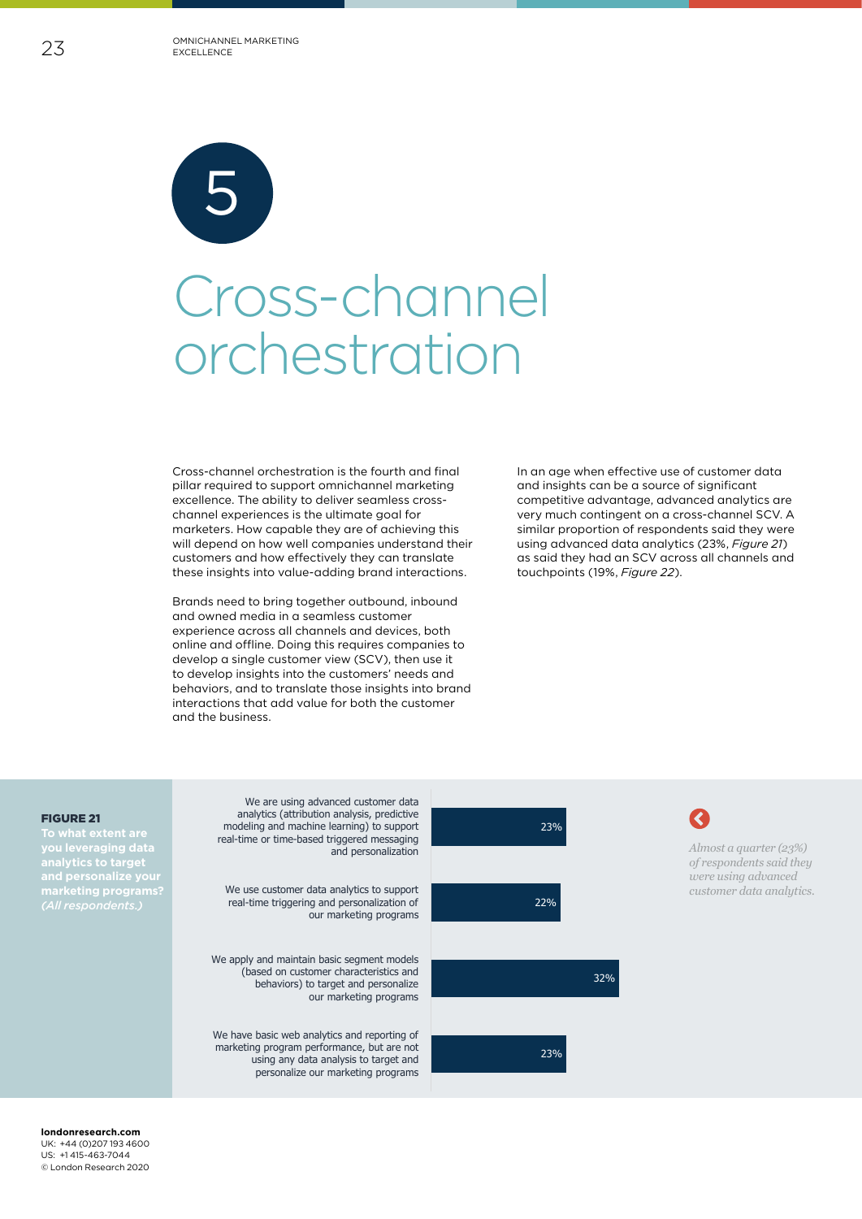# 5 Cross-channel orchestration

Cross-channel orchestration is the fourth and final pillar required to support omnichannel marketing excellence. The ability to deliver seamless cross-channel experiences is the ultimate goal for marketers. How capable they are of achieving this will depend on how well companies understand their customers and how effectively they can translate these insights into value-adding brand interactions.

Brands need to bring together outbound, inbound and owned media in a seamless customer experience across all channels and devices, both online and offline. Doing this requires companies to develop a single customer view (SCV), then use it to develop insights into the customers' needs and behaviors, and to translate those insights into brand interactions that add value for both the customer and the business.

In an age when effective use of customer data and insights can be a source of significant competitive advantage, advanced analytics are very much contingent on a cross-channel SCV. A similar proportion of respondents said they were using advanced data analytics (23%, *Figure 21*) as said they had an SCV across all channels and touchpoints (19%, *Figure 22*).

**FIGURE 21**

**To what extent are you leveraging data analytics to target and personalize your marketing programs?** *(All respondents.)*

| Response | % |
|---|---|
| We are using advanced customer data analytics (attribution analysis, predictive modeling and machine learning) to support real-time or time-based triggered messaging and personalization | 23% |
| We use customer data analytics to support real-time triggering and personalization of our marketing programs | 22% |
| We apply and maintain basic segment models (based on customer characteristics and behaviors) to target and personalize our marketing programs | 32% |
| We have basic web analytics and reporting of marketing program performance, but are not using any data analysis to target and personalize our marketing programs | 23% |

*Almost a quarter (23%) of respondents said they were using advanced customer data analytics.*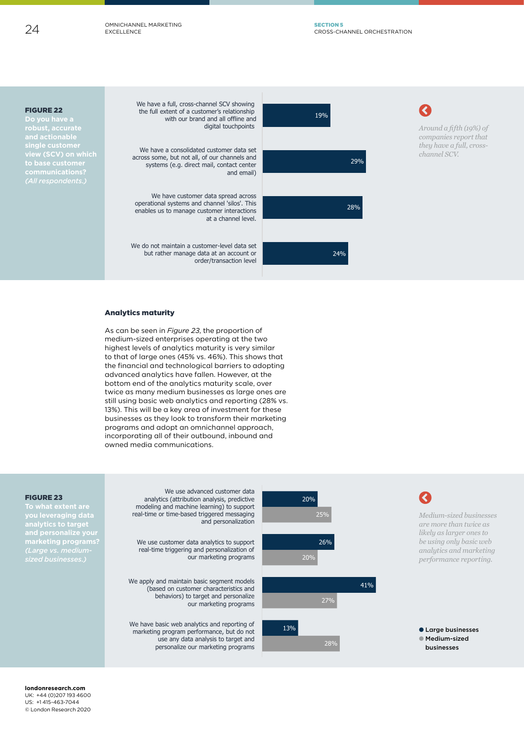**FIGURE 22**
**Do you have a robust, accurate and actionable single customer view (SCV) on which to base customer communications?** *(All respondents.)*

| Response | % |
|---|---|
| We have a full, cross-channel SCV showing the full extent of a customer's relationship with our brand and all offline and digital touchpoints | 19% |
| We have a consolidated customer data set across some, but not all, of our channels and systems (e.g. direct mail, contact center and email) | 29% |
| We have customer data spread across operational systems and channel 'silos'. This enables us to manage customer interactions at a channel level. | 28% |
| We do not maintain a customer-level data set but rather manage data at an account or order/transaction level | 24% |

*Around a fifth (19%) of companies report that they have a full, cross-channel SCV.*

## Analytics maturity

As can be seen in *Figure 23*, the proportion of medium-sized enterprises operating at the two highest levels of analytics maturity is very similar to that of large ones (45% vs. 46%). This shows that the financial and technological barriers to adopting advanced analytics have fallen. However, at the bottom end of the analytics maturity scale, over twice as many medium businesses as large ones are still using basic web analytics and reporting (28% vs. 13%). This will be a key area of investment for these businesses as they look to transform their marketing programs and adopt an omnichannel approach, incorporating all of their outbound, inbound and owned media communications.

**FIGURE 23**
**To what extent are you leveraging data analytics to target and personalize your marketing programs?** *(Large vs. medium-sized businesses.)*

| Response | Large businesses | Medium-sized businesses |
|---|---|---|
| We use advanced customer data analytics (attribution analysis, predictive modeling and machine learning) to support real-time or time-based triggered messaging and personalization | 20% | 25% |
| We use customer data analytics to support real-time triggering and personalization of our marketing programs | 26% | 20% |
| We apply and maintain basic segment models (based on customer characteristics and behaviors) to target and personalize our marketing programs | 41% | 27% |
| We have basic web analytics and reporting of marketing program performance, but do not use any data analysis to target and personalize our marketing programs | 13% | 28% |

*Medium-sized businesses are more than twice as likely as larger ones to be using only basic web analytics and marketing performance reporting.*

**londonresearch.com**
UK: +44 (0)207 193 4600
US: +1 415-463-7044
© London Research 2020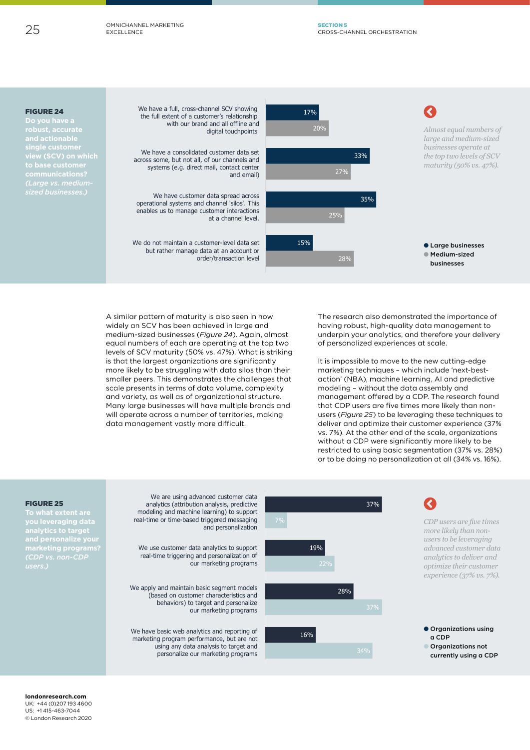**FIGURE 24**
**Do you have a robust, accurate and actionable single customer view (SCV) on which to base customer communications?** *(Large vs. medium-sized businesses.)*

| | Large businesses | Medium-sized businesses |
|---|---|---|
| We have a full, cross-channel SCV showing the full extent of a customer's relationship with our brand and all offline and digital touchpoints | 17% | 20% |
| We have a consolidated customer data set across some, but not all, of our channels and systems (e.g. direct mail, contact center and email) | 33% | 27% |
| We have customer data spread across operational systems and channel 'silos'. This enables us to manage customer interactions at a channel level. | 35% | 25% |
| We do not maintain a customer-level data set but rather manage data at an account or order/transaction level | 15% | 28% |

*Almost equal numbers of large and medium-sized businesses operate at the top two levels of SCV maturity (50% vs. 47%).*

A similar pattern of maturity is also seen in how widely an SCV has been achieved in large and medium-sized businesses (*Figure 24*). Again, almost equal numbers of each are operating at the top two levels of SCV maturity (50% vs. 47%). What is striking is that the largest organizations are significantly more likely to be struggling with data silos than their smaller peers. This demonstrates the challenges that scale presents in terms of data volume, complexity and variety, as well as of organizational structure. Many large businesses will have multiple brands and will operate across a number of territories, making data management vastly more difficult.

The research also demonstrated the importance of having robust, high-quality data management to underpin your analytics, and therefore your delivery of personalized experiences at scale.

It is impossible to move to the new cutting-edge marketing techniques – which include 'next-best-action' (NBA), machine learning, AI and predictive modeling – without the data assembly and management offered by a CDP. The research found that CDP users are five times more likely than non-users (*Figure 25*) to be leveraging these techniques to deliver and optimize their customer experience (37% vs. 7%). At the other end of the scale, organizations without a CDP were significantly more likely to be restricted to using basic segmentation (37% vs. 28%) or to be doing no personalization at all (34% vs. 16%).

**FIGURE 25**
**To what extent are you leveraging data analytics to target and personalize your marketing programs?** *(CDP vs. non-CDP users.)*

| | Organizations using a CDP | Organizations not currently using a CDP |
|---|---|---|
| We are using advanced customer data analytics (attribution analysis, predictive modeling and machine learning) to support real-time or time-based triggered messaging and personalization | 37% | 7% |
| We use customer data analytics to support real-time triggering and personalization of our marketing programs | 19% | 22% |
| We apply and maintain basic segment models (based on customer characteristics and behaviors) to target and personalize our marketing programs | 28% | 37% |
| We have basic web analytics and reporting of marketing program performance, but are not using any data analysis to target and personalize our marketing programs | 16% | 34% |

*CDP users are five times more likely than non-users to be leveraging advanced customer data analytics to deliver and optimize their customer experience (37% vs. 7%).*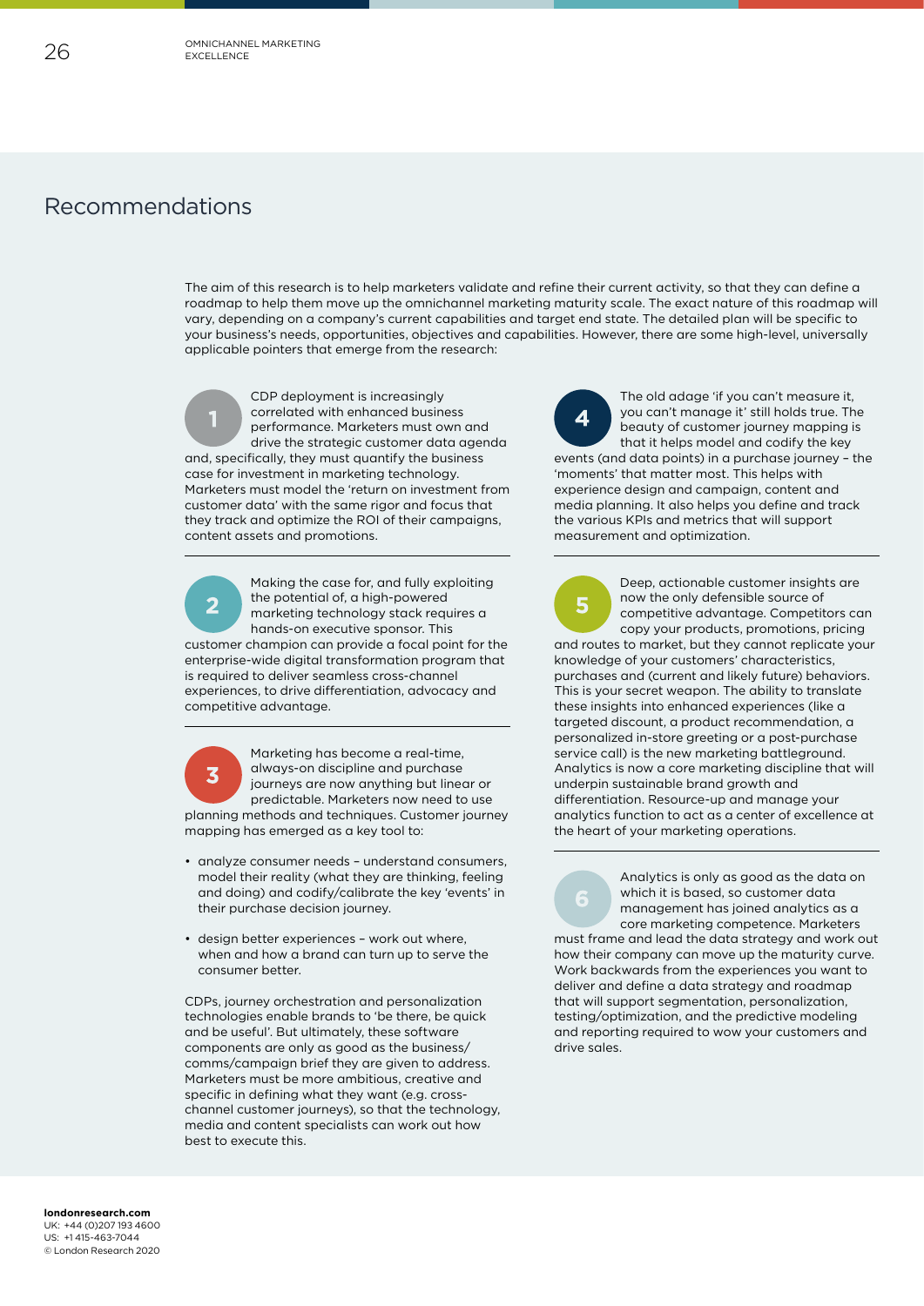## Recommendations

The aim of this research is to help marketers validate and refine their current activity, so that they can define a roadmap to help them move up the omnichannel marketing maturity scale. The exact nature of this roadmap will vary, depending on a company's current capabilities and target end state. The detailed plan will be specific to your business's needs, opportunities, objectives and capabilities. However, there are some high-level, universally applicable pointers that emerge from the research:

**1** CDP deployment is increasingly correlated with enhanced business performance. Marketers must own and drive the strategic customer data agenda and, specifically, they must quantify the business case for investment in marketing technology. Marketers must model the 'return on investment from customer data' with the same rigor and focus that they track and optimize the ROI of their campaigns, content assets and promotions.

---

**2** Making the case for, and fully exploiting the potential of, a high-powered marketing technology stack requires a hands-on executive sponsor. This customer champion can provide a focal point for the enterprise-wide digital transformation program that is required to deliver seamless cross-channel experiences, to drive differentiation, advocacy and competitive advantage.

---

**3** Marketing has become a real-time, always-on discipline and purchase journeys are now anything but linear or predictable. Marketers now need to use planning methods and techniques. Customer journey mapping has emerged as a key tool to:

- analyze consumer needs – understand consumers, model their reality (what they are thinking, feeling and doing) and codify/calibrate the key 'events' in their purchase decision journey.
- design better experiences – work out where, when and how a brand can turn up to serve the consumer better.

CDPs, journey orchestration and personalization technologies enable brands to 'be there, be quick and be useful'. But ultimately, these software components are only as good as the business/comms/campaign brief they are given to address. Marketers must be more ambitious, creative and specific in defining what they want (e.g. cross-channel customer journeys), so that the technology, media and content specialists can work out how best to execute this.

**4** The old adage 'if you can't measure it, you can't manage it' still holds true. The beauty of customer journey mapping is that it helps model and codify the key events (and data points) in a purchase journey – the 'moments' that matter most. This helps with experience design and campaign, content and media planning. It also helps you define and track the various KPIs and metrics that will support measurement and optimization.

---

**5** Deep, actionable customer insights are now the only defensible source of competitive advantage. Competitors can copy your products, promotions, pricing and routes to market, but they cannot replicate your knowledge of your customers' characteristics, purchases and (current and likely future) behaviors. This is your secret weapon. The ability to translate these insights into enhanced experiences (like a targeted discount, a product recommendation, a personalized in-store greeting or a post-purchase service call) is the new marketing battleground. Analytics is now a core marketing discipline that will underpin sustainable brand growth and differentiation. Resource-up and manage your analytics function to act as a center of excellence at the heart of your marketing operations.

---

**6** Analytics is only as good as the data on which it is based, so customer data management has joined analytics as a core marketing competence. Marketers must frame and lead the data strategy and work out how their company can move up the maturity curve. Work backwards from the experiences you want to deliver and define a data strategy and roadmap that will support segmentation, personalization, testing/optimization, and the predictive modeling and reporting required to wow your customers and drive sales.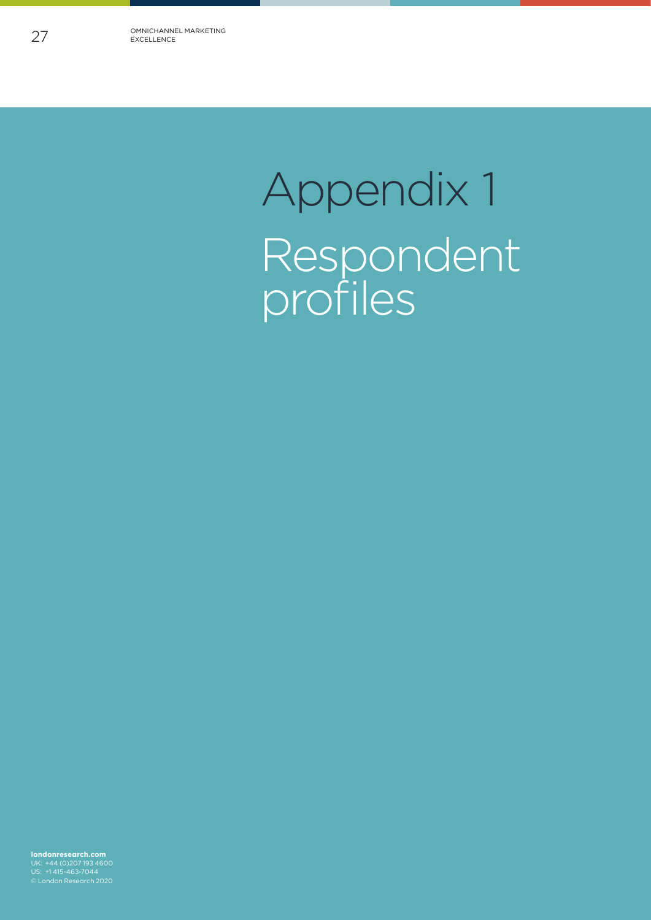# Appendix 1

## Respondent profiles

**londonresearch.com**
UK: +44 (0)207 193 4600
US: +1 415-463-7044
© London Research 2020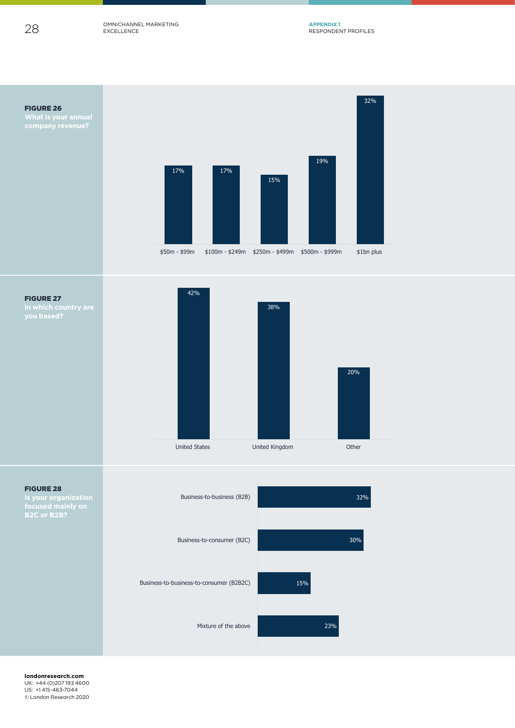**FIGURE 26**
**What is your annual company revenue?**

| Revenue | % |
|---|---|
| \$50m - \$99m | 17% |
| \$100m - \$249m | 17% |
| \$250m - \$499m | 15% |
| \$500m - \$999m | 19% |
| \$1bn plus | 32% |

**FIGURE 27**
**In which country are you based?**

| Country | % |
|---|---|
| United States | 42% |
| United Kingdom | 38% |
| Other | 20% |

**FIGURE 28**
**Is your organization focused mainly on B2C or B2B?**

| Focus | % |
|---|---|
| Business-to-business (B2B) | 32% |
| Business-to-consumer (B2C) | 30% |
| Business-to-business-to-consumer (B2B2C) | 15% |
| Mixture of the above | 23% |

**londonresearch.com**
UK: +44 (0)207 193 4600
US: +1 415-463-7044
© London Research 2020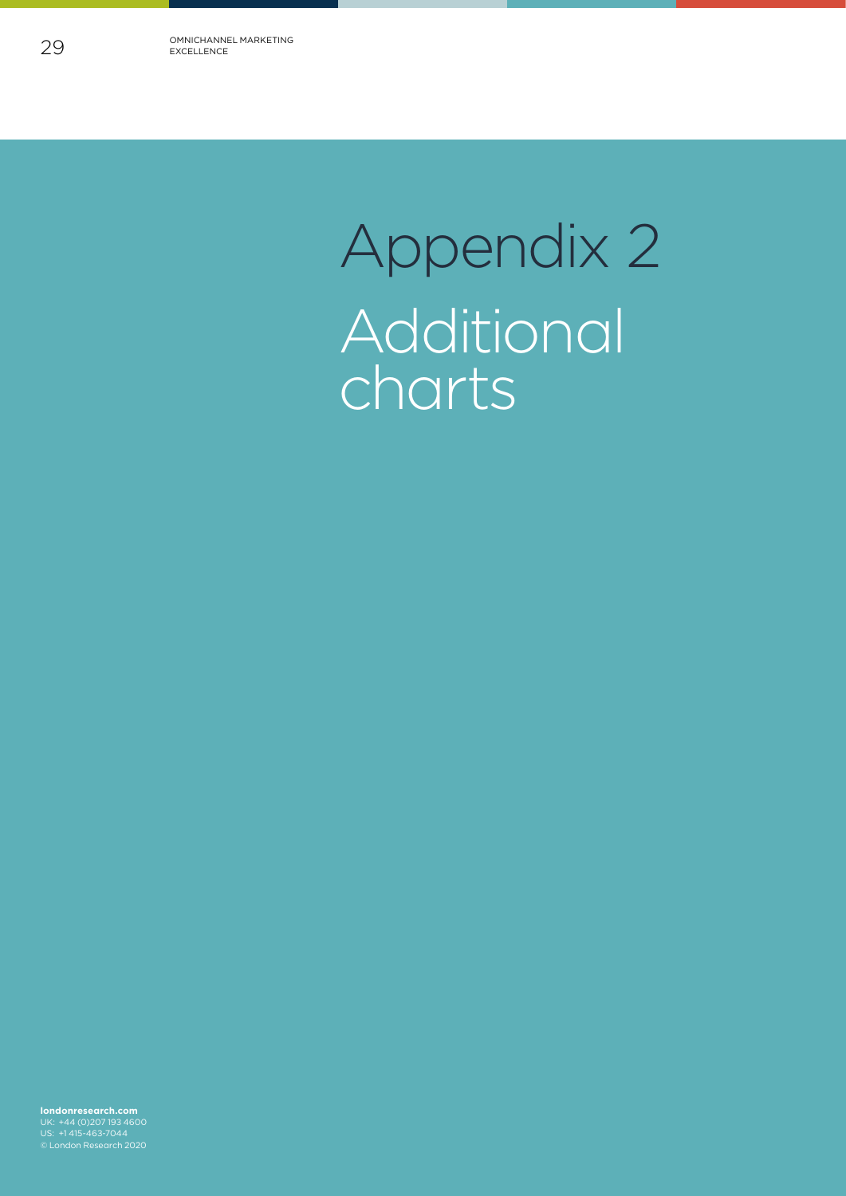# Appendix 2

## Additional charts

**londonresearch.com**
UK: +44 (0)207 193 4600
US: +1 415-463-7044
© London Research 2020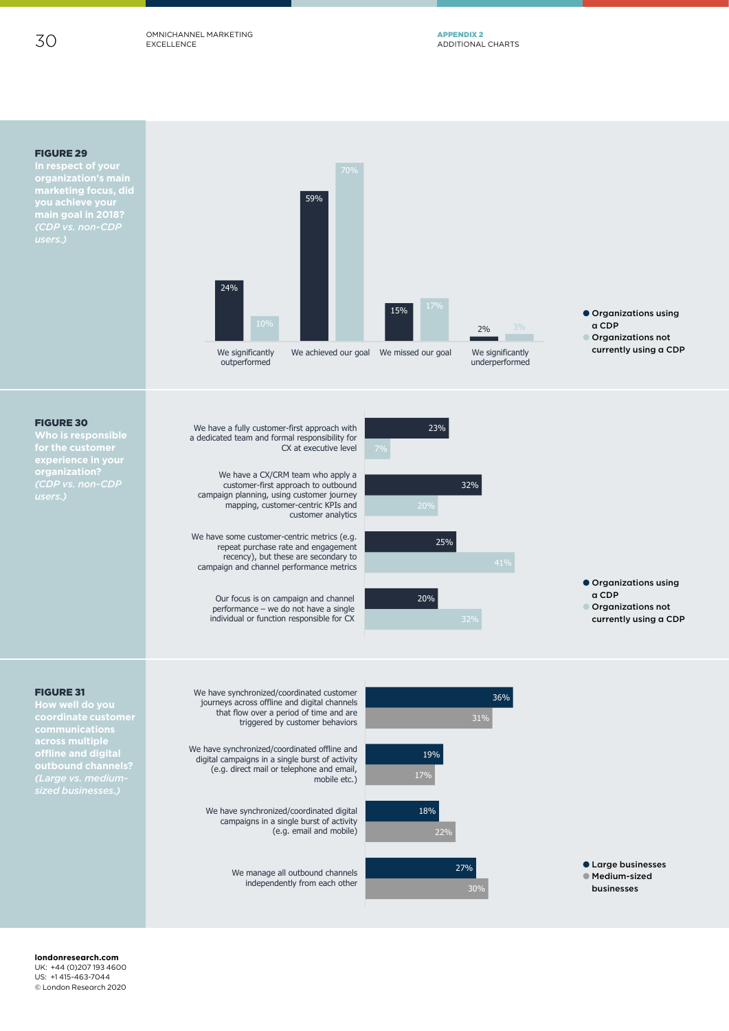**FIGURE 29**
**In respect of your organization's main marketing focus, did you achieve your main goal in 2018?** *(CDP vs. non-CDP users.)*

| | Organizations using a CDP | Organizations not currently using a CDP |
|---|---|---|
| We significantly outperformed | 24% | 10% |
| We achieved our goal | 59% | 70% |
| We missed our goal | 15% | 17% |
| We significantly underperformed | 2% | 3% |

**FIGURE 30**
**Who is responsible for the customer experience in your organization?** *(CDP vs. non-CDP users.)*

| | Organizations using a CDP | Organizations not currently using a CDP |
|---|---|---|
| We have a fully customer-first approach with a dedicated team and formal responsibility for CX at executive level | 23% | 7% |
| We have a CX/CRM team who apply a customer-first approach to outbound campaign planning, using customer journey mapping, customer-centric KPIs and customer analytics | 32% | 20% |
| We have some customer-centric metrics (e.g. repeat purchase rate and engagement recency), but these are secondary to campaign and channel performance metrics | 25% | 41% |
| Our focus is on campaign and channel performance – we do not have a single individual or function responsible for CX | 20% | 32% |

**FIGURE 31**
**How well do you coordinate customer communications across multiple offline and digital outbound channels?** *(Large vs. medium-sized businesses.)*

| | Large businesses | Medium-sized businesses |
|---|---|---|
| We have synchronized/coordinated customer journeys across offline and digital channels that flow over a period of time and are triggered by customer behaviors | 36% | 31% |
| We have synchronized/coordinated offline and digital campaigns in a single burst of activity (e.g. direct mail or telephone and email, mobile etc.) | 19% | 17% |
| We have synchronized/coordinated digital campaigns in a single burst of activity (e.g. email and mobile) | 18% | 22% |
| We manage all outbound channels independently from each other | 27% | 30% |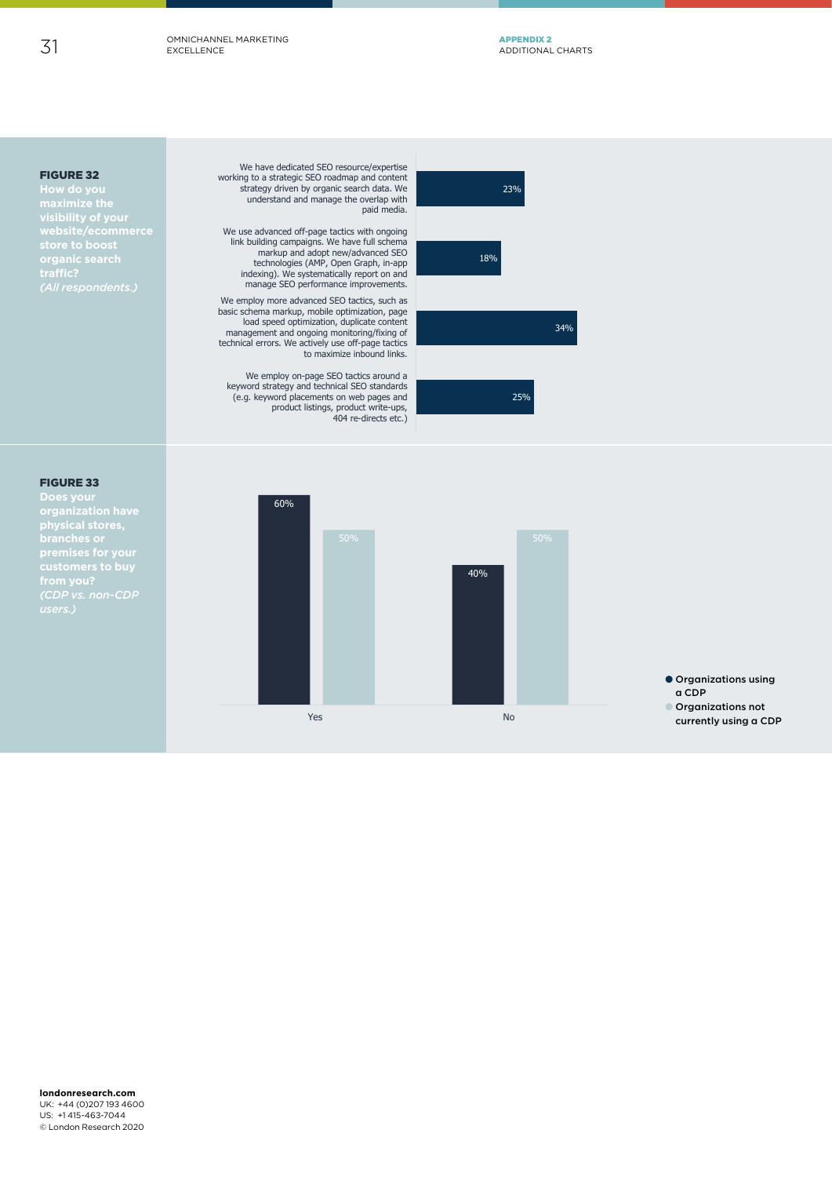**FIGURE 32**
**How do you maximize the visibility of your website/ecommerce store to boost organic search traffic?**
*(All respondents.)*

| Response | % |
| --- | --- |
| We have dedicated SEO resource/expertise working to a strategic SEO roadmap and content strategy driven by organic search data. We understand and manage the overlap with paid media. | 23% |
| We use advanced off-page tactics with ongoing link building campaigns. We have full schema markup and adopt new/advanced SEO technologies (AMP, Open Graph, in-app indexing). We systematically report on and manage SEO performance improvements. | 18% |
| We employ more advanced SEO tactics, such as basic schema markup, mobile optimization, page load speed optimization, duplicate content management and ongoing monitoring/fixing of technical errors. We actively use off-page tactics to maximize inbound links. | 34% |
| We employ on-page SEO tactics around a keyword strategy and technical SEO standards (e.g. keyword placements on web pages and product listings, product write-ups, 404 re-directs etc.) | 25% |

**FIGURE 33**
**Does your organization have physical stores, branches or premises for your customers to buy from you?**
*(CDP vs. non-CDP users.)*

| | Organizations using a CDP | Organizations not currently using a CDP |
| --- | --- | --- |
| Yes | 60% | 50% |
| No | 40% | 50% |

**londonresearch.com**
UK: +44 (0)207 193 4600
US: +1 415-463-7044
© London Research 2020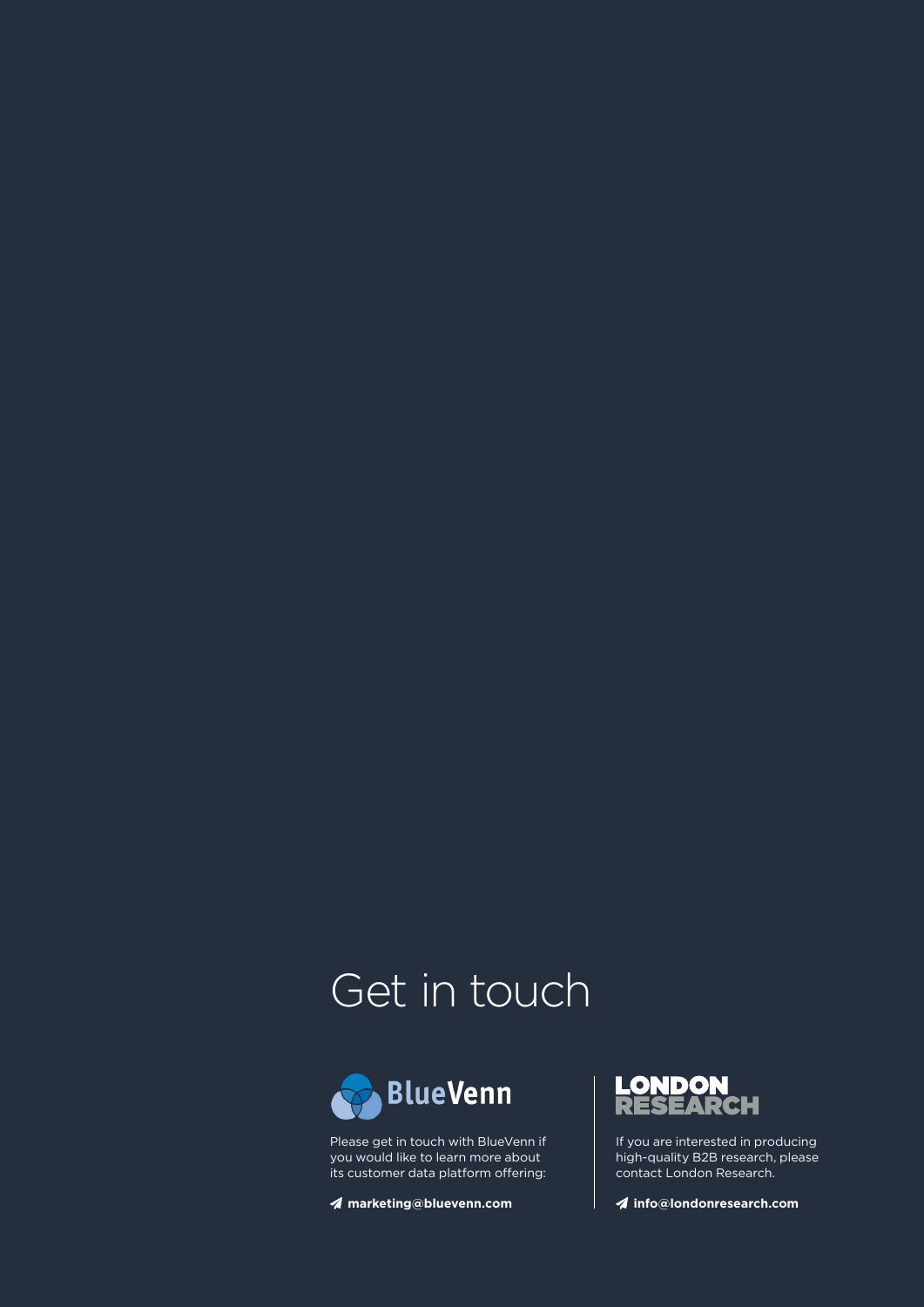# Get in touch

BlueVenn

Please get in touch with BlueVenn if you would like to learn more about its customer data platform offering:

**marketing@bluevenn.com**

LONDON RESEARCH

If you are interested in producing high-quality B2B research, please contact London Research.

**info@londonresearch.com**